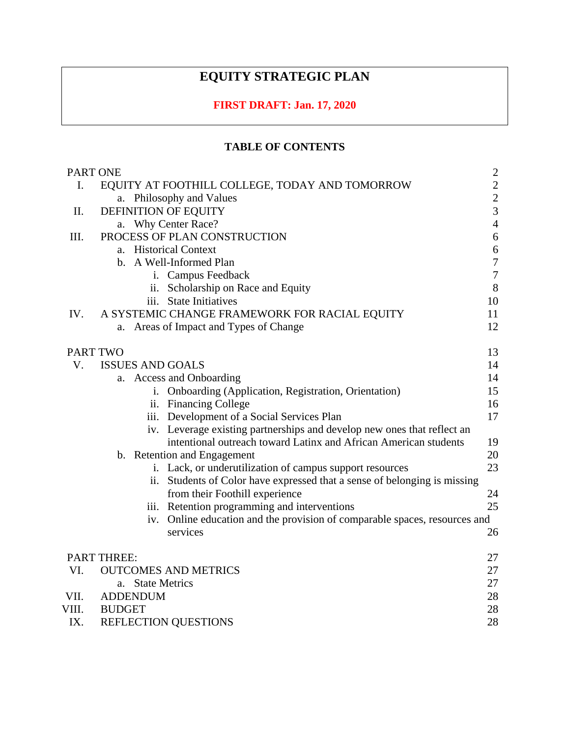# EQUITY STRATEGIC PLAN

**FIRST DRAFT: Jan. 17, 2020**

## TABLE OF CONTENTS

| | | |
|---|---|---|
| PART ONE | | 2 |
| I. | EQUITY AT FOOTHILL COLLEGE, TODAY AND TOMORROW | 2 |
| | a. Philosophy and Values | 2 |
| II. | DEFINITION OF EQUITY | 3 |
| | a. Why Center Race? | 4 |
| III. | PROCESS OF PLAN CONSTRUCTION | 6 |
| | a. Historical Context | 6 |
| | b. A Well-Informed Plan | 7 |
| | i. Campus Feedback | 7 |
| | ii. Scholarship on Race and Equity | 8 |
| | iii. State Initiatives | 10 |
| IV. | A SYSTEMIC CHANGE FRAMEWORK FOR RACIAL EQUITY | 11 |
| | a. Areas of Impact and Types of Change | 12 |
| PART TWO | | 13 |
| V. | ISSUES AND GOALS | 14 |
| | a. Access and Onboarding | 14 |
| | i. Onboarding (Application, Registration, Orientation) | 15 |
| | ii. Financing College | 16 |
| | iii. Development of a Social Services Plan | 17 |
| | iv. Leverage existing partnerships and develop new ones that reflect an intentional outreach toward Latinx and African American students | 19 |
| | b. Retention and Engagement | 20 |
| | i. Lack, or underutilization of campus support resources | 23 |
| | ii. Students of Color have expressed that a sense of belonging is missing from their Foothill experience | 24 |
| | iii. Retention programming and interventions | 25 |
| | iv. Online education and the provision of comparable spaces, resources and services | 26 |
| PART THREE: | | 27 |
| VI. | OUTCOMES AND METRICS | 27 |
| | a. State Metrics | 27 |
| VII. | ADDENDUM | 28 |
| VIII. | BUDGET | 28 |
| IX. | REFLECTION QUESTIONS | 28 |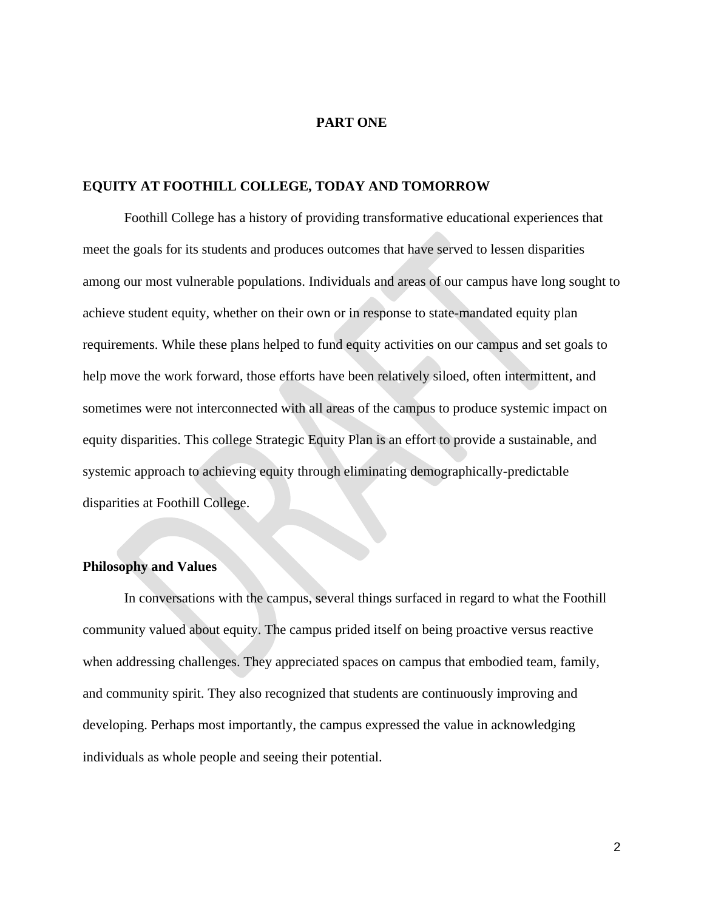# PART ONE

## EQUITY AT FOOTHILL COLLEGE, TODAY AND TOMORROW

Foothill College has a history of providing transformative educational experiences that meet the goals for its students and produces outcomes that have served to lessen disparities among our most vulnerable populations. Individuals and areas of our campus have long sought to achieve student equity, whether on their own or in response to state-mandated equity plan requirements. While these plans helped to fund equity activities on our campus and set goals to help move the work forward, those efforts have been relatively siloed, often intermittent, and sometimes were not interconnected with all areas of the campus to produce systemic impact on equity disparities. This college Strategic Equity Plan is an effort to provide a sustainable, and systemic approach to achieving equity through eliminating demographically-predictable disparities at Foothill College.

### Philosophy and Values

In conversations with the campus, several things surfaced in regard to what the Foothill community valued about equity. The campus prided itself on being proactive versus reactive when addressing challenges. They appreciated spaces on campus that embodied team, family, and community spirit. They also recognized that students are continuously improving and developing. Perhaps most importantly, the campus expressed the value in acknowledging individuals as whole people and seeing their potential.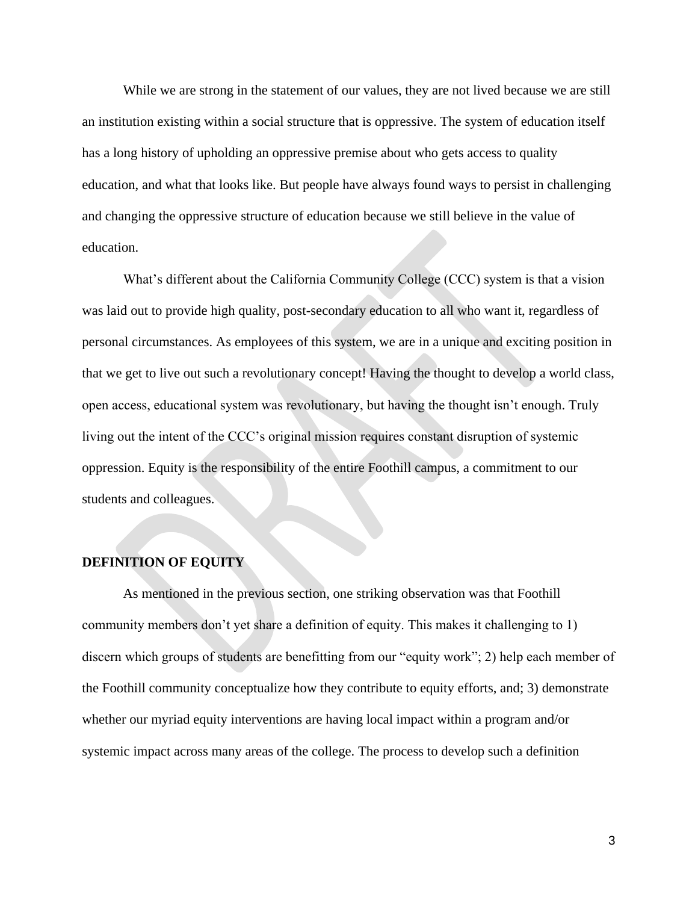While we are strong in the statement of our values, they are not lived because we are still an institution existing within a social structure that is oppressive. The system of education itself has a long history of upholding an oppressive premise about who gets access to quality education, and what that looks like. But people have always found ways to persist in challenging and changing the oppressive structure of education because we still believe in the value of education.

What's different about the California Community College (CCC) system is that a vision was laid out to provide high quality, post-secondary education to all who want it, regardless of personal circumstances. As employees of this system, we are in a unique and exciting position in that we get to live out such a revolutionary concept! Having the thought to develop a world class, open access, educational system was revolutionary, but having the thought isn't enough. Truly living out the intent of the CCC's original mission requires constant disruption of systemic oppression. Equity is the responsibility of the entire Foothill campus, a commitment to our students and colleagues.

## DEFINITION OF EQUITY

As mentioned in the previous section, one striking observation was that Foothill community members don't yet share a definition of equity. This makes it challenging to 1) discern which groups of students are benefitting from our "equity work"; 2) help each member of the Foothill community conceptualize how they contribute to equity efforts, and; 3) demonstrate whether our myriad equity interventions are having local impact within a program and/or systemic impact across many areas of the college. The process to develop such a definition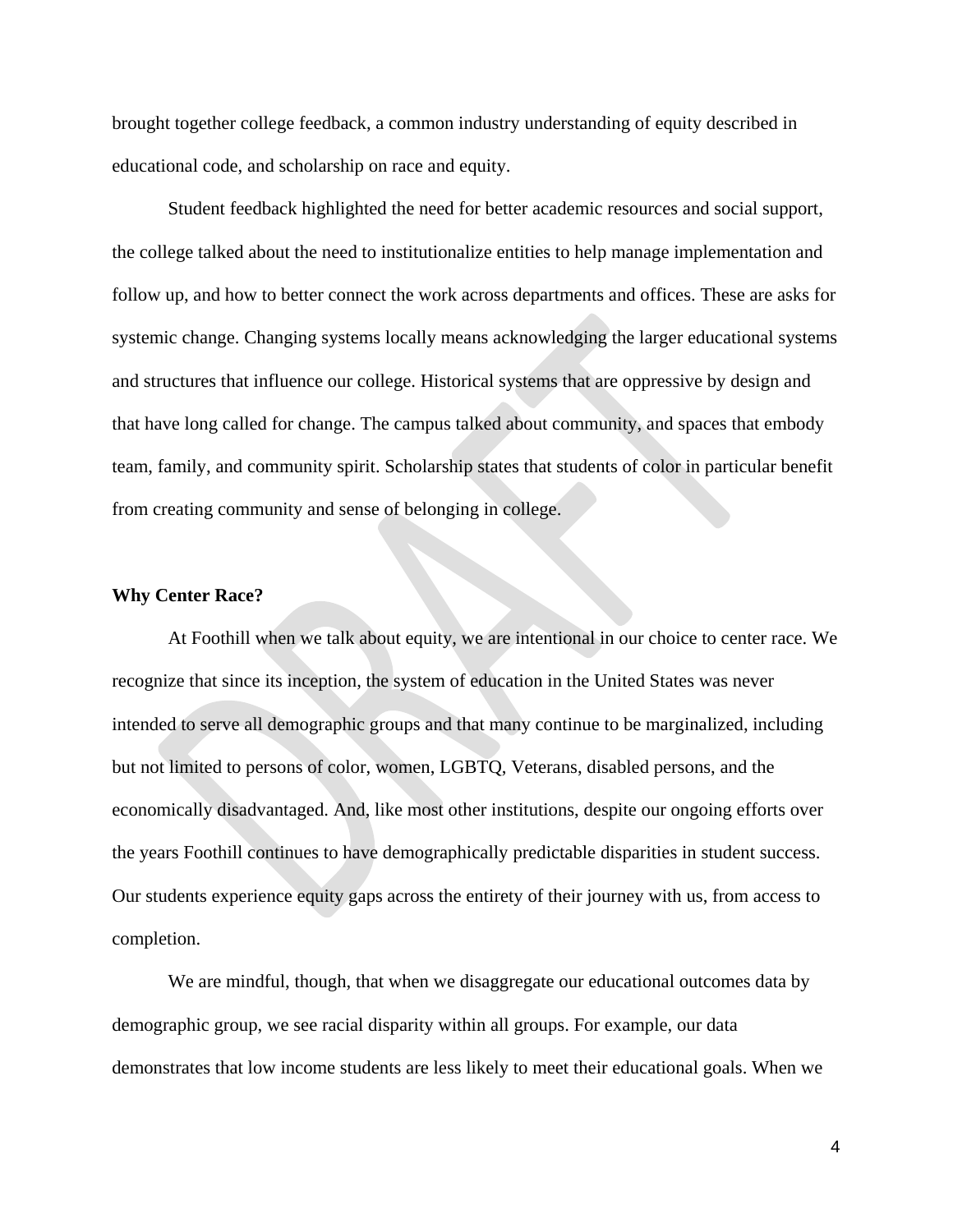brought together college feedback, a common industry understanding of equity described in educational code, and scholarship on race and equity.

Student feedback highlighted the need for better academic resources and social support, the college talked about the need to institutionalize entities to help manage implementation and follow up, and how to better connect the work across departments and offices. These are asks for systemic change. Changing systems locally means acknowledging the larger educational systems and structures that influence our college. Historical systems that are oppressive by design and that have long called for change. The campus talked about community, and spaces that embody team, family, and community spirit. Scholarship states that students of color in particular benefit from creating community and sense of belonging in college.

**Why Center Race?**

At Foothill when we talk about equity, we are intentional in our choice to center race. We recognize that since its inception, the system of education in the United States was never intended to serve all demographic groups and that many continue to be marginalized, including but not limited to persons of color, women, LGBTQ, Veterans, disabled persons, and the economically disadvantaged. And, like most other institutions, despite our ongoing efforts over the years Foothill continues to have demographically predictable disparities in student success. Our students experience equity gaps across the entirety of their journey with us, from access to completion.

We are mindful, though, that when we disaggregate our educational outcomes data by demographic group, we see racial disparity within all groups. For example, our data demonstrates that low income students are less likely to meet their educational goals. When we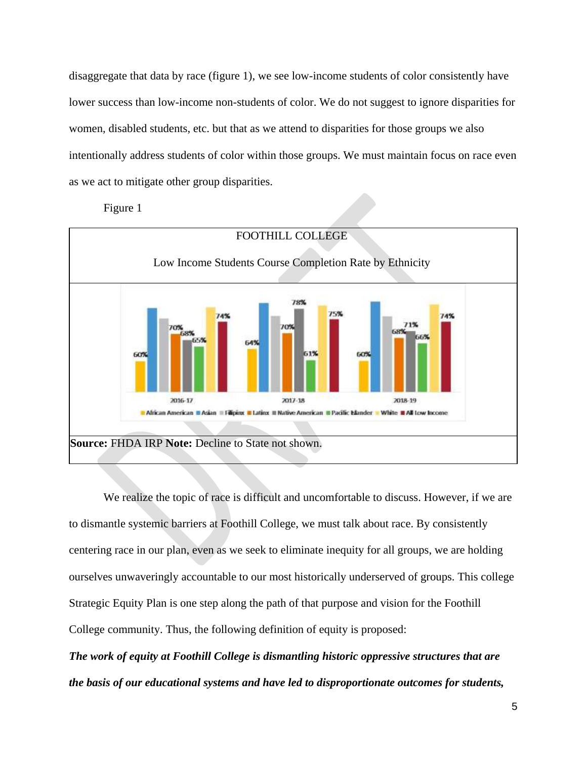disaggregate that data by race (figure 1), we see low-income students of color consistently have lower success than low-income non-students of color. We do not suggest to ignore disparities for women, disabled students, etc. but that as we attend to disparities for those groups we also intentionally address students of color within those groups. We must maintain focus on race even as we act to mitigate other group disparities.

Figure 1

FOOTHILL COLLEGE

Low Income Students Course Completion Rate by Ethnicity

60%
70%
68%
65%
74%
64%
78%
70%
61%
75%
60%
71%
68%
66%
74%

2016-17
2017-18
2018-19

African American
Asian
Filipinx
Latinx
Native American
Pacific Islander
White
All low Income

**Source:** FHDA IRP **Note:** Decline to State not shown.

We realize the topic of race is difficult and uncomfortable to discuss. However, if we are to dismantle systemic barriers at Foothill College, we must talk about race. By consistently centering race in our plan, even as we seek to eliminate inequity for all groups, we are holding ourselves unwaveringly accountable to our most historically underserved of groups. This college Strategic Equity Plan is one step along the path of that purpose and vision for the Foothill College community. Thus, the following definition of equity is proposed:

***The work of equity at Foothill College is dismantling historic oppressive structures that are the basis of our educational systems and have led to disproportionate outcomes for students,***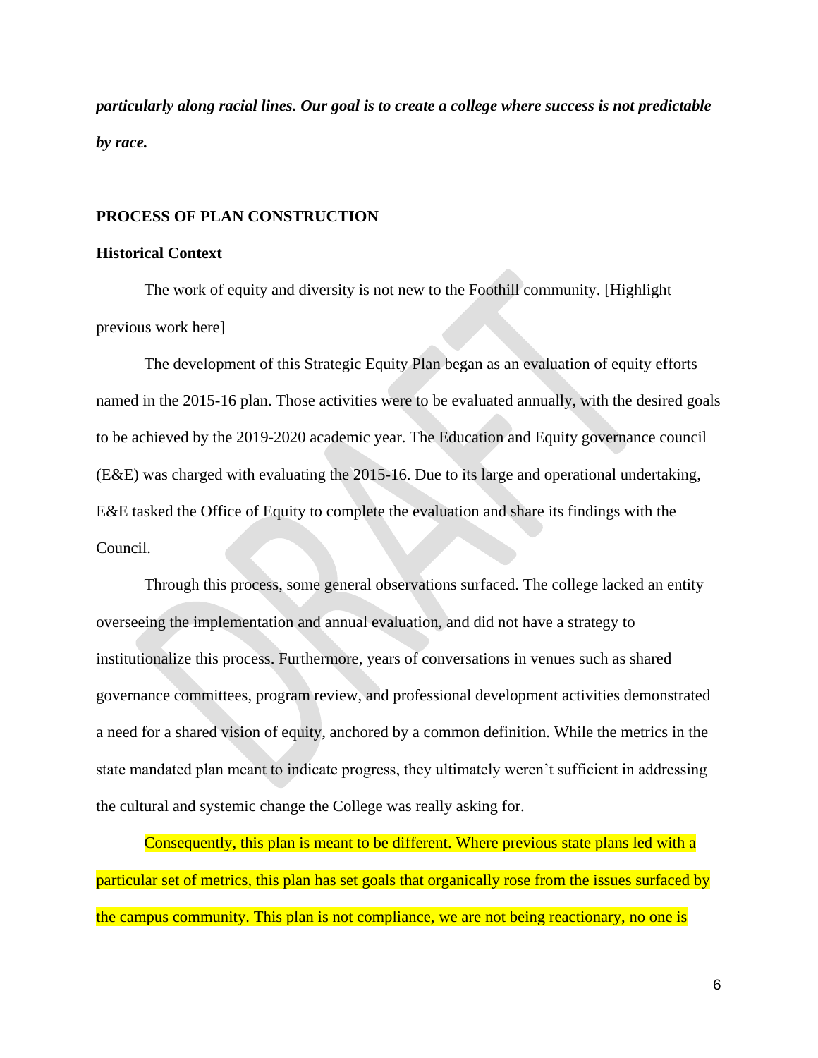***particularly along racial lines. Our goal is to create a college where success is not predictable by race.***

**PROCESS OF PLAN CONSTRUCTION**

**Historical Context**

The work of equity and diversity is not new to the Foothill community. [Highlight previous work here]

The development of this Strategic Equity Plan began as an evaluation of equity efforts named in the 2015-16 plan. Those activities were to be evaluated annually, with the desired goals to be achieved by the 2019-2020 academic year. The Education and Equity governance council (E&E) was charged with evaluating the 2015-16. Due to its large and operational undertaking, E&E tasked the Office of Equity to complete the evaluation and share its findings with the Council.

Through this process, some general observations surfaced. The college lacked an entity overseeing the implementation and annual evaluation, and did not have a strategy to institutionalize this process. Furthermore, years of conversations in venues such as shared governance committees, program review, and professional development activities demonstrated a need for a shared vision of equity, anchored by a common definition. While the metrics in the state mandated plan meant to indicate progress, they ultimately weren't sufficient in addressing the cultural and systemic change the College was really asking for.

Consequently, this plan is meant to be different. Where previous state plans led with a particular set of metrics, this plan has set goals that organically rose from the issues surfaced by the campus community. This plan is not compliance, we are not being reactionary, no one is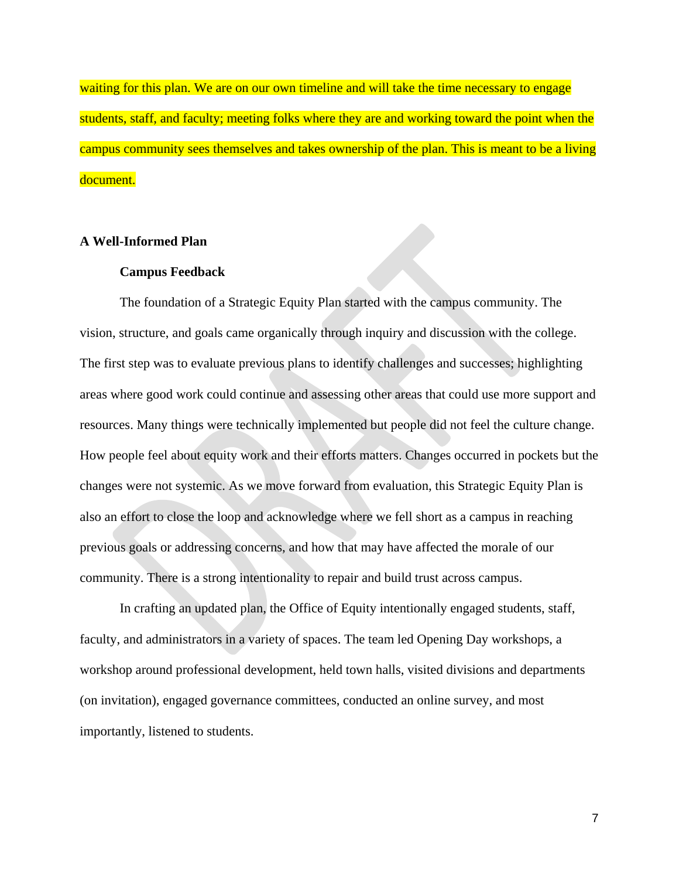waiting for this plan. We are on our own timeline and will take the time necessary to engage students, staff, and faculty; meeting folks where they are and working toward the point when the campus community sees themselves and takes ownership of the plan. This is meant to be a living document.

## A Well-Informed Plan

### Campus Feedback

The foundation of a Strategic Equity Plan started with the campus community. The vision, structure, and goals came organically through inquiry and discussion with the college. The first step was to evaluate previous plans to identify challenges and successes; highlighting areas where good work could continue and assessing other areas that could use more support and resources. Many things were technically implemented but people did not feel the culture change. How people feel about equity work and their efforts matters. Changes occurred in pockets but the changes were not systemic. As we move forward from evaluation, this Strategic Equity Plan is also an effort to close the loop and acknowledge where we fell short as a campus in reaching previous goals or addressing concerns, and how that may have affected the morale of our community. There is a strong intentionality to repair and build trust across campus.

In crafting an updated plan, the Office of Equity intentionally engaged students, staff, faculty, and administrators in a variety of spaces. The team led Opening Day workshops, a workshop around professional development, held town halls, visited divisions and departments (on invitation), engaged governance committees, conducted an online survey, and most importantly, listened to students.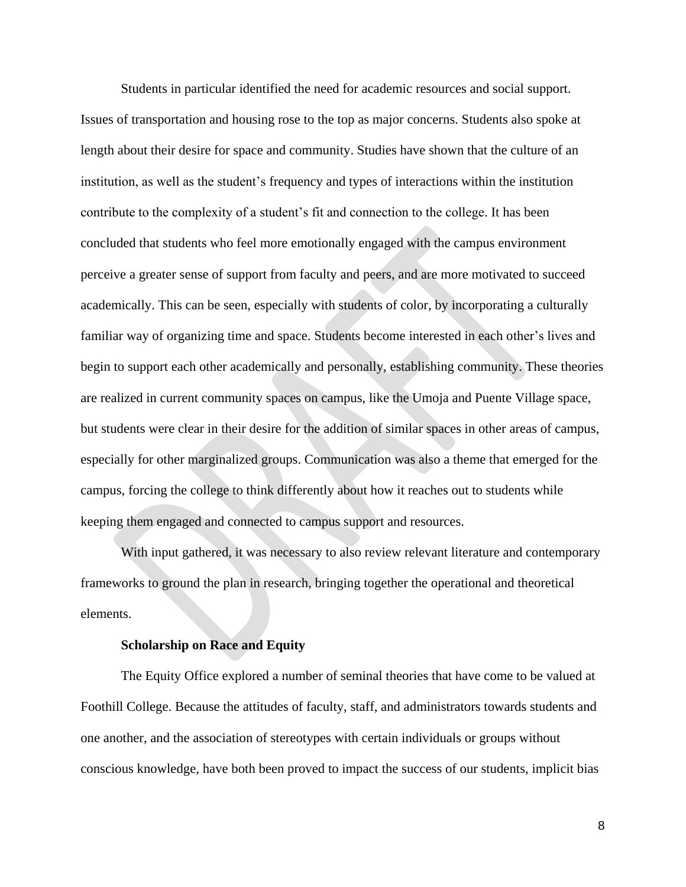Students in particular identified the need for academic resources and social support. Issues of transportation and housing rose to the top as major concerns. Students also spoke at length about their desire for space and community. Studies have shown that the culture of an institution, as well as the student's frequency and types of interactions within the institution contribute to the complexity of a student's fit and connection to the college. It has been concluded that students who feel more emotionally engaged with the campus environment perceive a greater sense of support from faculty and peers, and are more motivated to succeed academically. This can be seen, especially with students of color, by incorporating a culturally familiar way of organizing time and space. Students become interested in each other's lives and begin to support each other academically and personally, establishing community. These theories are realized in current community spaces on campus, like the Umoja and Puente Village space, but students were clear in their desire for the addition of similar spaces in other areas of campus, especially for other marginalized groups. Communication was also a theme that emerged for the campus, forcing the college to think differently about how it reaches out to students while keeping them engaged and connected to campus support and resources.

With input gathered, it was necessary to also review relevant literature and contemporary frameworks to ground the plan in research, bringing together the operational and theoretical elements.

### Scholarship on Race and Equity

The Equity Office explored a number of seminal theories that have come to be valued at Foothill College. Because the attitudes of faculty, staff, and administrators towards students and one another, and the association of stereotypes with certain individuals or groups without conscious knowledge, have both been proved to impact the success of our students, implicit bias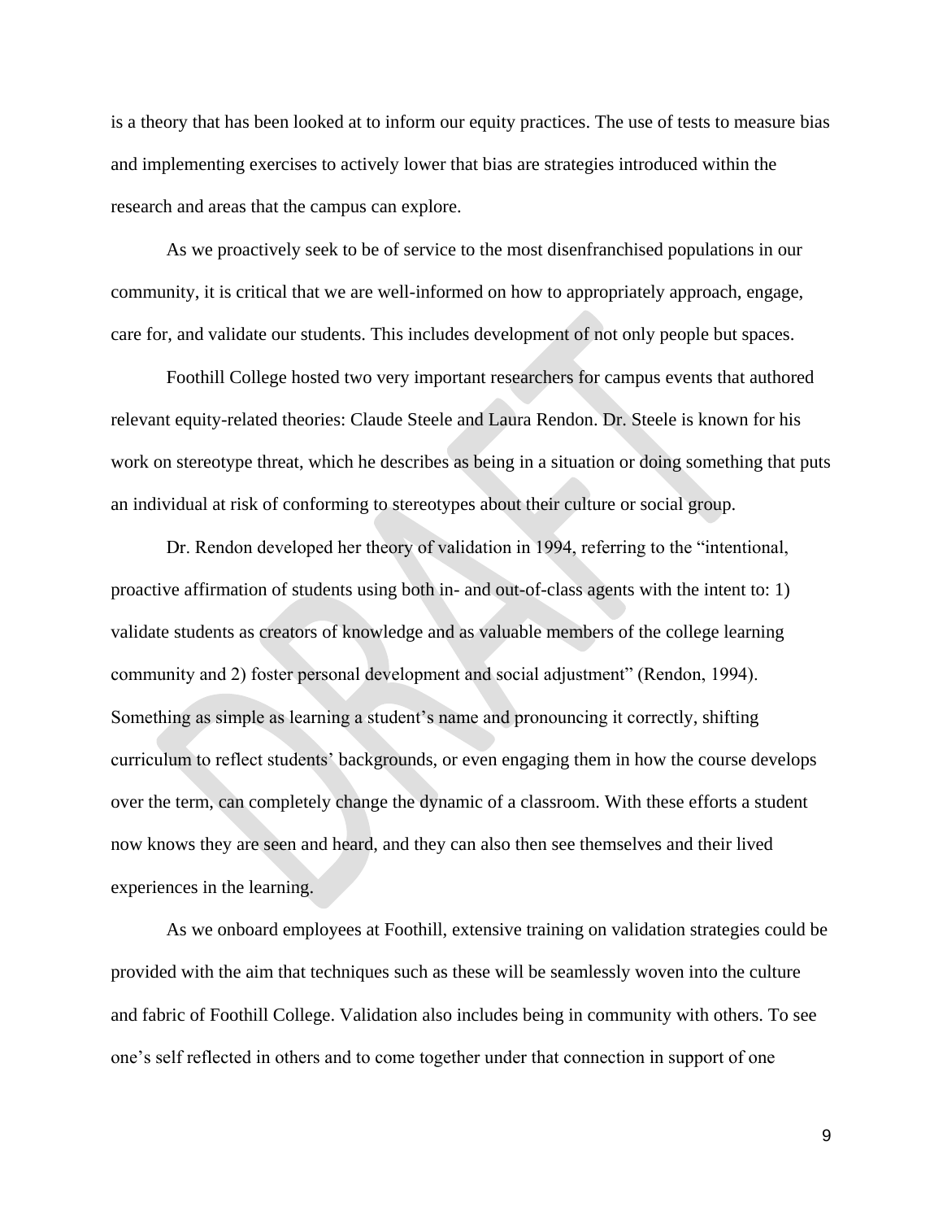is a theory that has been looked at to inform our equity practices. The use of tests to measure bias and implementing exercises to actively lower that bias are strategies introduced within the research and areas that the campus can explore.

As we proactively seek to be of service to the most disenfranchised populations in our community, it is critical that we are well-informed on how to appropriately approach, engage, care for, and validate our students. This includes development of not only people but spaces.

Foothill College hosted two very important researchers for campus events that authored relevant equity-related theories: Claude Steele and Laura Rendon. Dr. Steele is known for his work on stereotype threat, which he describes as being in a situation or doing something that puts an individual at risk of conforming to stereotypes about their culture or social group.

Dr. Rendon developed her theory of validation in 1994, referring to the "intentional, proactive affirmation of students using both in- and out-of-class agents with the intent to: 1) validate students as creators of knowledge and as valuable members of the college learning community and 2) foster personal development and social adjustment" (Rendon, 1994). Something as simple as learning a student's name and pronouncing it correctly, shifting curriculum to reflect students' backgrounds, or even engaging them in how the course develops over the term, can completely change the dynamic of a classroom. With these efforts a student now knows they are seen and heard, and they can also then see themselves and their lived experiences in the learning.

As we onboard employees at Foothill, extensive training on validation strategies could be provided with the aim that techniques such as these will be seamlessly woven into the culture and fabric of Foothill College. Validation also includes being in community with others. To see one's self reflected in others and to come together under that connection in support of one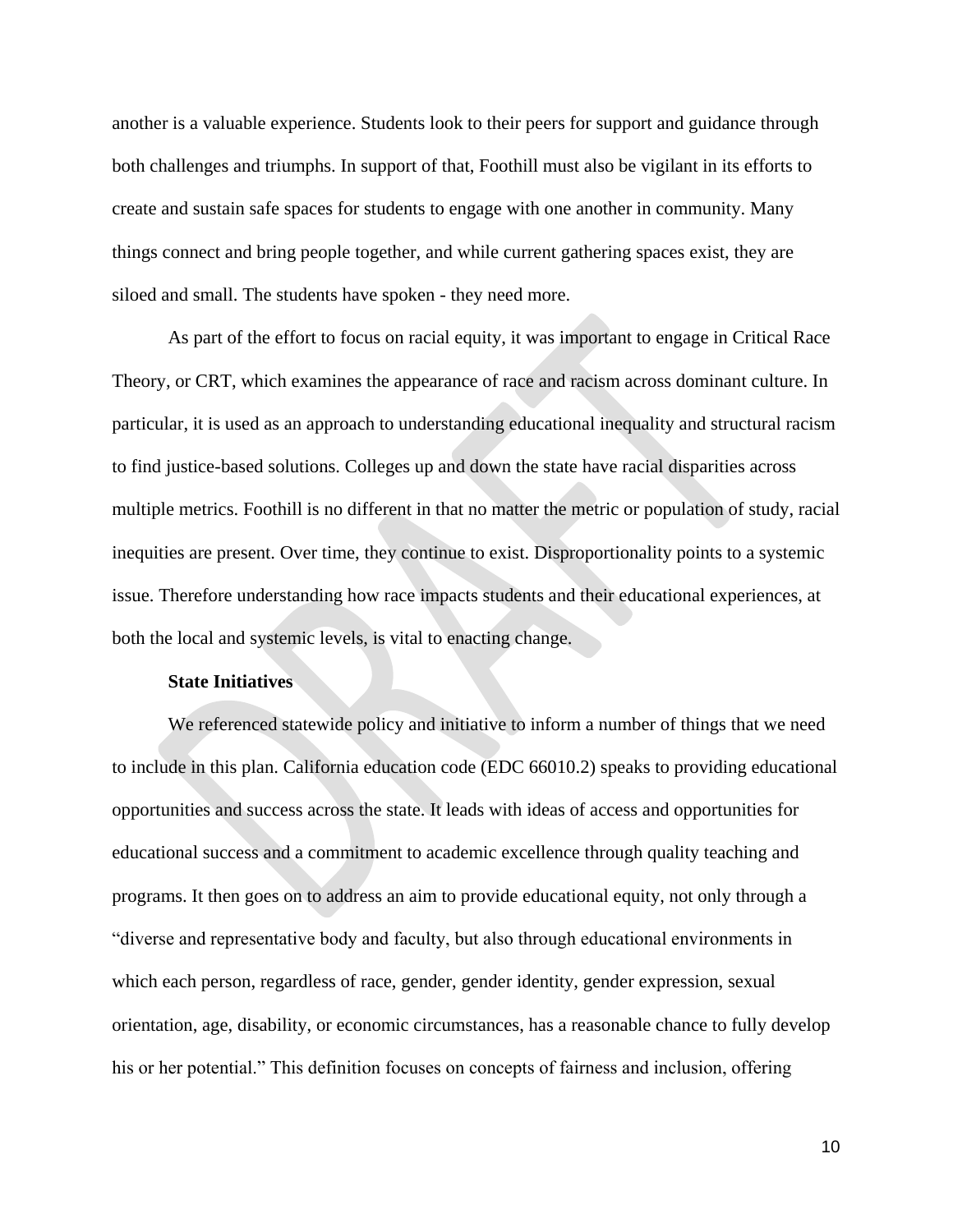another is a valuable experience. Students look to their peers for support and guidance through both challenges and triumphs. In support of that, Foothill must also be vigilant in its efforts to create and sustain safe spaces for students to engage with one another in community. Many things connect and bring people together, and while current gathering spaces exist, they are siloed and small. The students have spoken - they need more.

As part of the effort to focus on racial equity, it was important to engage in Critical Race Theory, or CRT, which examines the appearance of race and racism across dominant culture. In particular, it is used as an approach to understanding educational inequality and structural racism to find justice-based solutions. Colleges up and down the state have racial disparities across multiple metrics. Foothill is no different in that no matter the metric or population of study, racial inequities are present. Over time, they continue to exist. Disproportionality points to a systemic issue. Therefore understanding how race impacts students and their educational experiences, at both the local and systemic levels, is vital to enacting change.

**State Initiatives**

We referenced statewide policy and initiative to inform a number of things that we need to include in this plan. California education code (EDC 66010.2) speaks to providing educational opportunities and success across the state. It leads with ideas of access and opportunities for educational success and a commitment to academic excellence through quality teaching and programs. It then goes on to address an aim to provide educational equity, not only through a "diverse and representative body and faculty, but also through educational environments in which each person, regardless of race, gender, gender identity, gender expression, sexual orientation, age, disability, or economic circumstances, has a reasonable chance to fully develop his or her potential." This definition focuses on concepts of fairness and inclusion, offering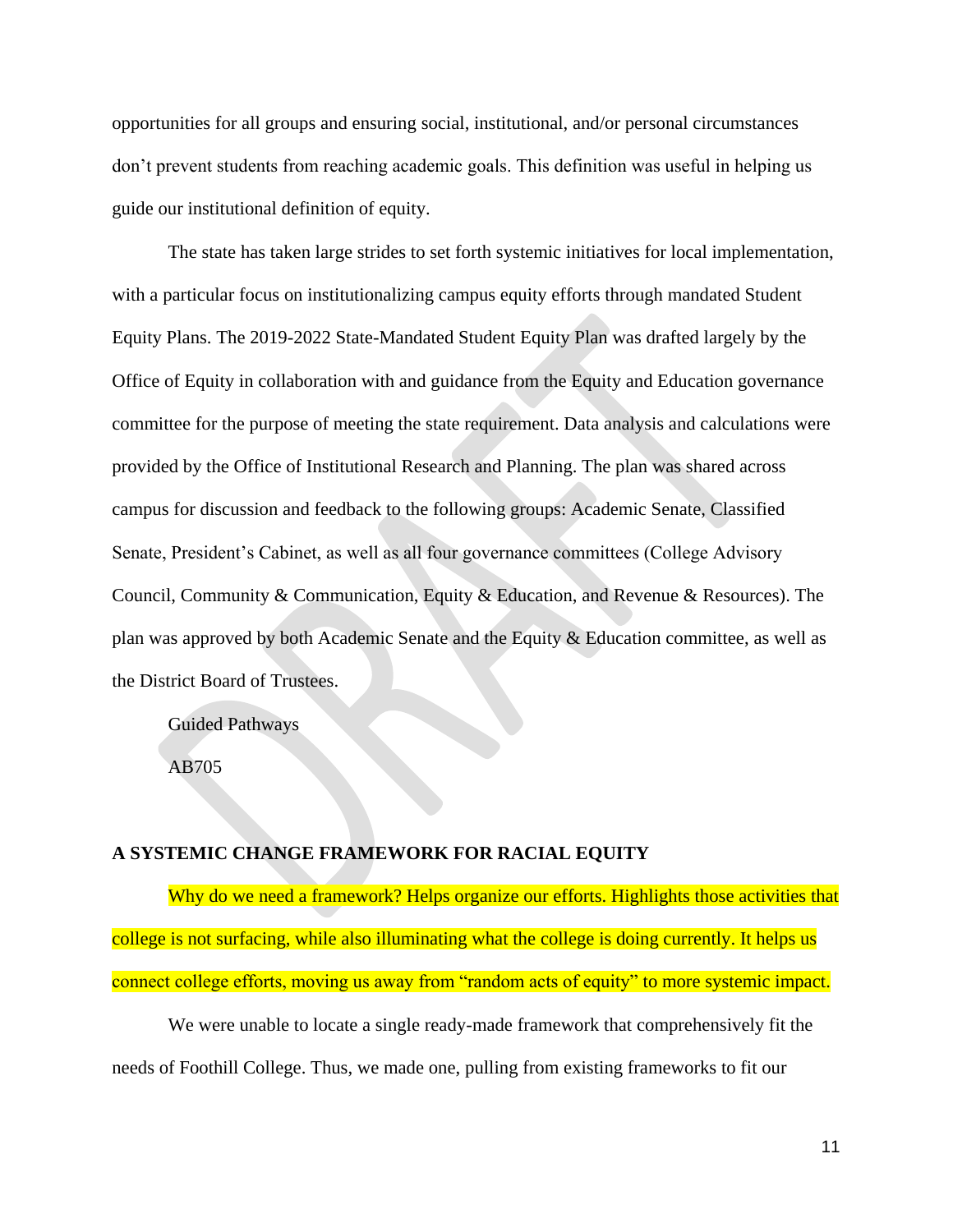opportunities for all groups and ensuring social, institutional, and/or personal circumstances don't prevent students from reaching academic goals. This definition was useful in helping us guide our institutional definition of equity.

The state has taken large strides to set forth systemic initiatives for local implementation, with a particular focus on institutionalizing campus equity efforts through mandated Student Equity Plans. The 2019-2022 State-Mandated Student Equity Plan was drafted largely by the Office of Equity in collaboration with and guidance from the Equity and Education governance committee for the purpose of meeting the state requirement. Data analysis and calculations were provided by the Office of Institutional Research and Planning. The plan was shared across campus for discussion and feedback to the following groups: Academic Senate, Classified Senate, President's Cabinet, as well as all four governance committees (College Advisory Council, Community & Communication, Equity & Education, and Revenue & Resources). The plan was approved by both Academic Senate and the Equity & Education committee, as well as the District Board of Trustees.

Guided Pathways

AB705

**A SYSTEMIC CHANGE FRAMEWORK FOR RACIAL EQUITY**

Why do we need a framework? Helps organize our efforts. Highlights those activities that college is not surfacing, while also illuminating what the college is doing currently. It helps us connect college efforts, moving us away from "random acts of equity" to more systemic impact.

We were unable to locate a single ready-made framework that comprehensively fit the needs of Foothill College. Thus, we made one, pulling from existing frameworks to fit our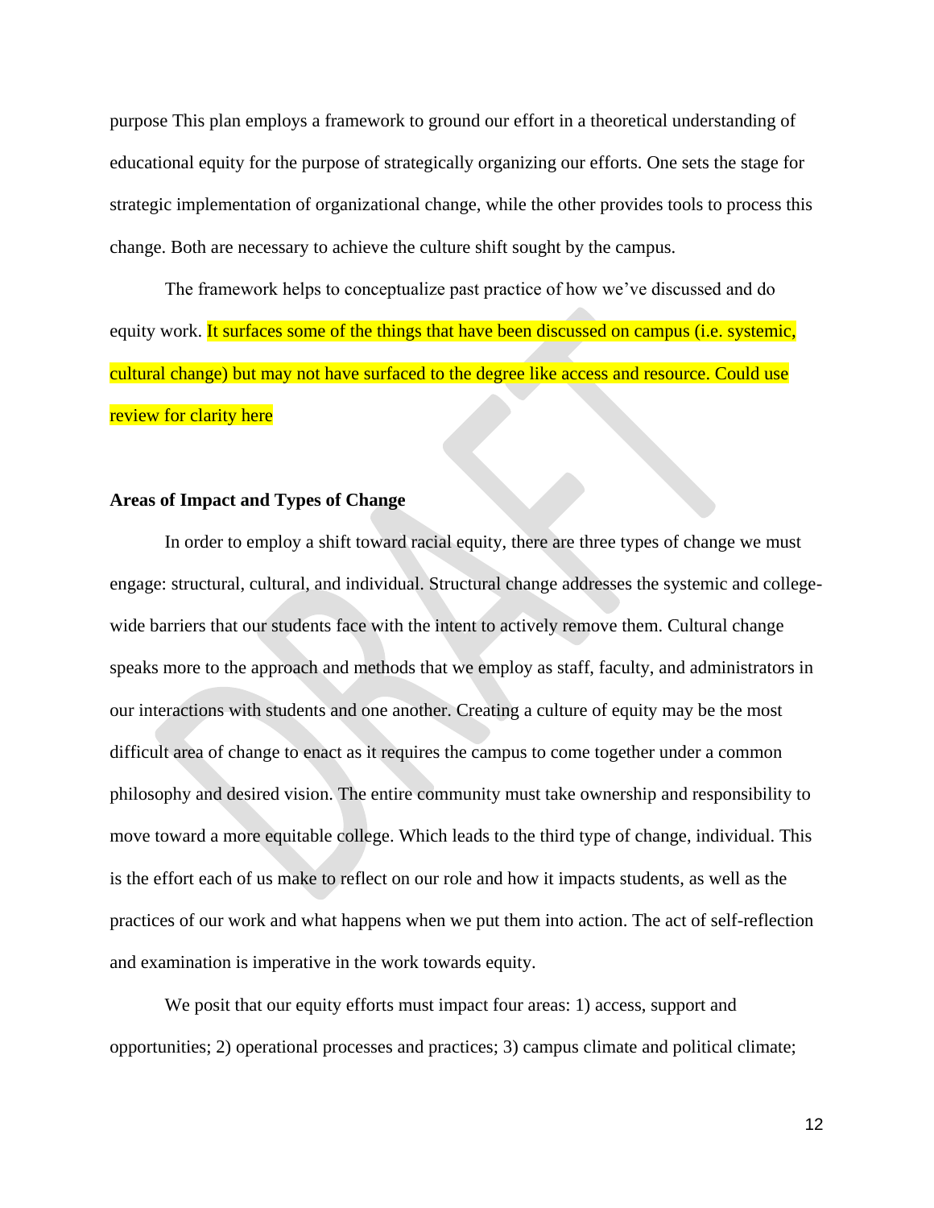purpose This plan employs a framework to ground our effort in a theoretical understanding of educational equity for the purpose of strategically organizing our efforts. One sets the stage for strategic implementation of organizational change, while the other provides tools to process this change. Both are necessary to achieve the culture shift sought by the campus.

The framework helps to conceptualize past practice of how we've discussed and do equity work. It surfaces some of the things that have been discussed on campus (i.e. systemic, cultural change) but may not have surfaced to the degree like access and resource. Could use review for clarity here

**Areas of Impact and Types of Change**

In order to employ a shift toward racial equity, there are three types of change we must engage: structural, cultural, and individual. Structural change addresses the systemic and college-wide barriers that our students face with the intent to actively remove them. Cultural change speaks more to the approach and methods that we employ as staff, faculty, and administrators in our interactions with students and one another. Creating a culture of equity may be the most difficult area of change to enact as it requires the campus to come together under a common philosophy and desired vision. The entire community must take ownership and responsibility to move toward a more equitable college. Which leads to the third type of change, individual. This is the effort each of us make to reflect on our role and how it impacts students, as well as the practices of our work and what happens when we put them into action. The act of self-reflection and examination is imperative in the work towards equity.

We posit that our equity efforts must impact four areas: 1) access, support and opportunities; 2) operational processes and practices; 3) campus climate and political climate;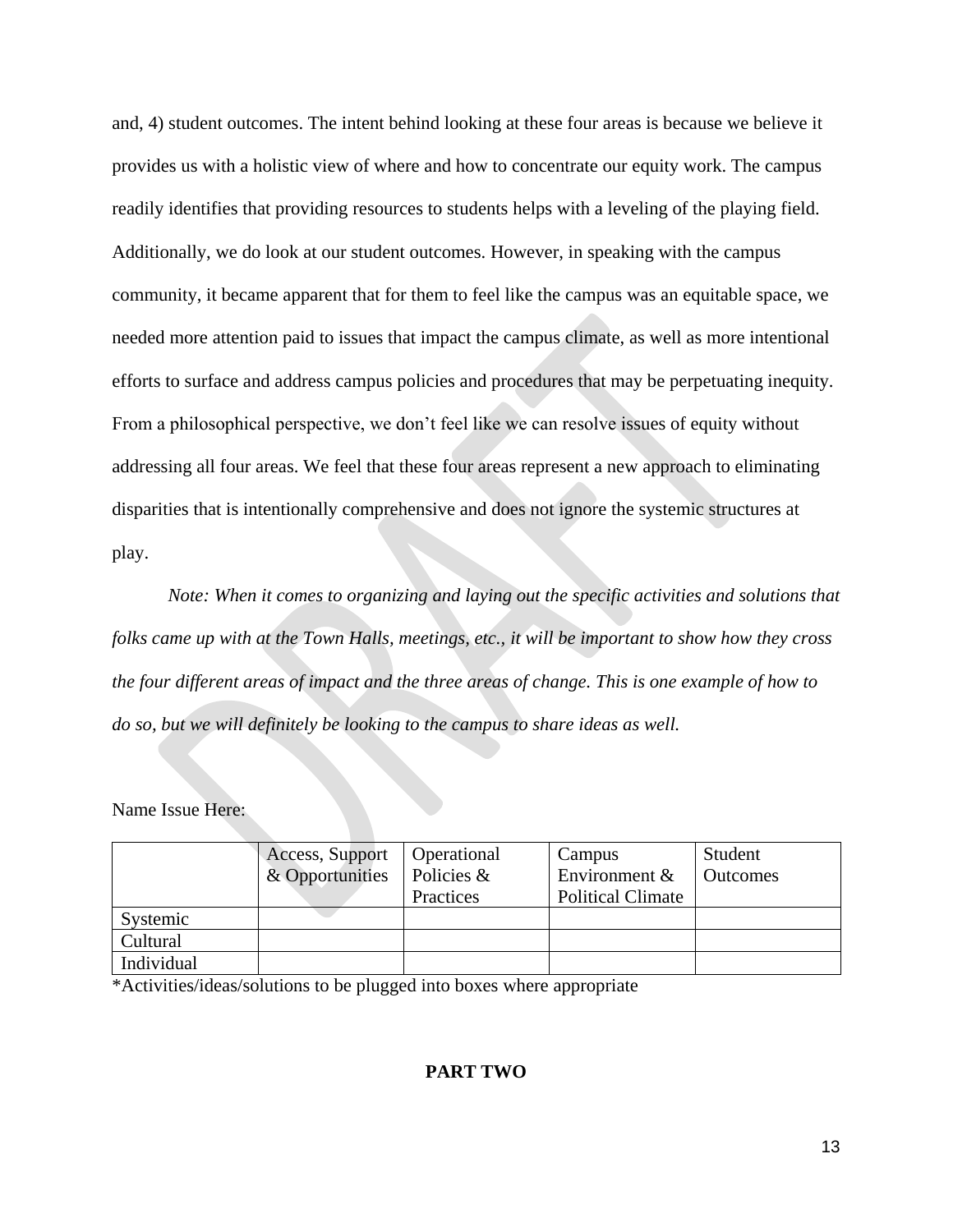and, 4) student outcomes. The intent behind looking at these four areas is because we believe it provides us with a holistic view of where and how to concentrate our equity work. The campus readily identifies that providing resources to students helps with a leveling of the playing field. Additionally, we do look at our student outcomes. However, in speaking with the campus community, it became apparent that for them to feel like the campus was an equitable space, we needed more attention paid to issues that impact the campus climate, as well as more intentional efforts to surface and address campus policies and procedures that may be perpetuating inequity. From a philosophical perspective, we don't feel like we can resolve issues of equity without addressing all four areas. We feel that these four areas represent a new approach to eliminating disparities that is intentionally comprehensive and does not ignore the systemic structures at play.

*Note: When it comes to organizing and laying out the specific activities and solutions that folks came up with at the Town Halls, meetings, etc., it will be important to show how they cross the four different areas of impact and the three areas of change. This is one example of how to do so, but we will definitely be looking to the campus to share ideas as well.*

Name Issue Here:

| | Access, Support & Opportunities | Operational Policies & Practices | Campus Environment & Political Climate | Student Outcomes |
|---|---|---|---|---|
| Systemic | | | | |
| Cultural | | | | |
| Individual | | | | |

*Activities/ideas/solutions to be plugged into boxes where appropriate

**PART TWO**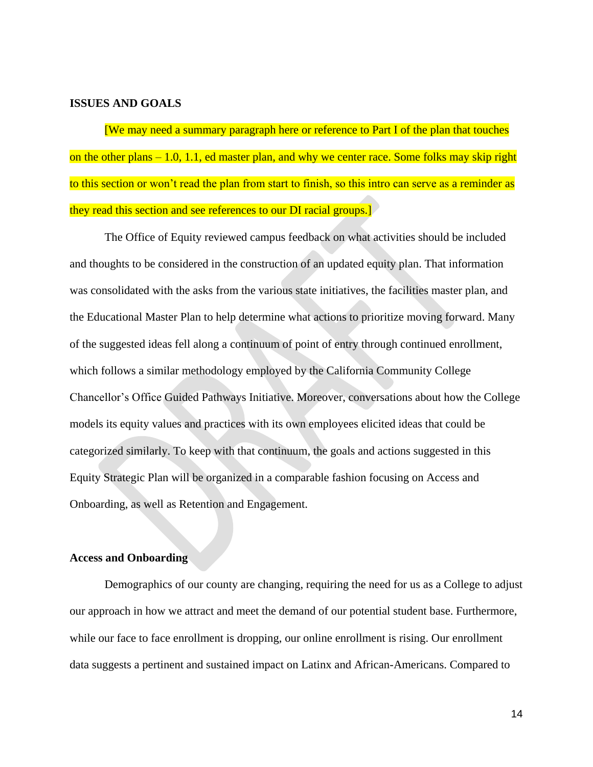## ISSUES AND GOALS

[We may need a summary paragraph here or reference to Part I of the plan that touches on the other plans – 1.0, 1.1, ed master plan, and why we center race. Some folks may skip right to this section or won't read the plan from start to finish, so this intro can serve as a reminder as they read this section and see references to our DI racial groups.]

The Office of Equity reviewed campus feedback on what activities should be included and thoughts to be considered in the construction of an updated equity plan. That information was consolidated with the asks from the various state initiatives, the facilities master plan, and the Educational Master Plan to help determine what actions to prioritize moving forward. Many of the suggested ideas fell along a continuum of point of entry through continued enrollment, which follows a similar methodology employed by the California Community College Chancellor's Office Guided Pathways Initiative. Moreover, conversations about how the College models its equity values and practices with its own employees elicited ideas that could be categorized similarly. To keep with that continuum, the goals and actions suggested in this Equity Strategic Plan will be organized in a comparable fashion focusing on Access and Onboarding, as well as Retention and Engagement.

### Access and Onboarding

Demographics of our county are changing, requiring the need for us as a College to adjust our approach in how we attract and meet the demand of our potential student base. Furthermore, while our face to face enrollment is dropping, our online enrollment is rising. Our enrollment data suggests a pertinent and sustained impact on Latinx and African-Americans. Compared to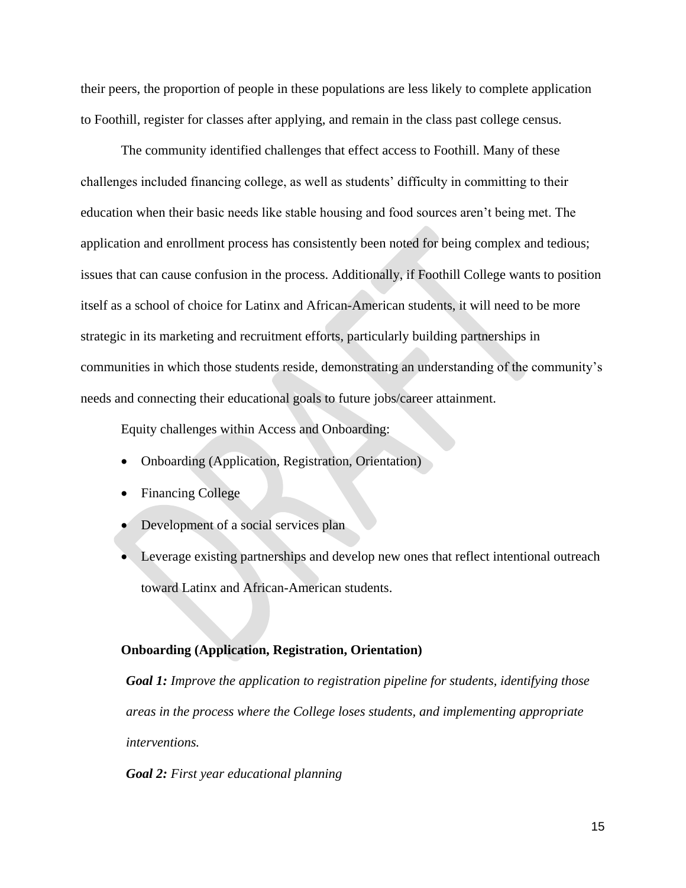their peers, the proportion of people in these populations are less likely to complete application to Foothill, register for classes after applying, and remain in the class past college census.

The community identified challenges that effect access to Foothill. Many of these challenges included financing college, as well as students' difficulty in committing to their education when their basic needs like stable housing and food sources aren't being met. The application and enrollment process has consistently been noted for being complex and tedious; issues that can cause confusion in the process. Additionally, if Foothill College wants to position itself as a school of choice for Latinx and African-American students, it will need to be more strategic in its marketing and recruitment efforts, particularly building partnerships in communities in which those students reside, demonstrating an understanding of the community's needs and connecting their educational goals to future jobs/career attainment.

Equity challenges within Access and Onboarding:

- Onboarding (Application, Registration, Orientation)
- Financing College
- Development of a social services plan
- Leverage existing partnerships and develop new ones that reflect intentional outreach toward Latinx and African-American students.

**Onboarding (Application, Registration, Orientation)**

***Goal 1:*** *Improve the application to registration pipeline for students, identifying those areas in the process where the College loses students, and implementing appropriate interventions.*

***Goal 2:*** *First year educational planning*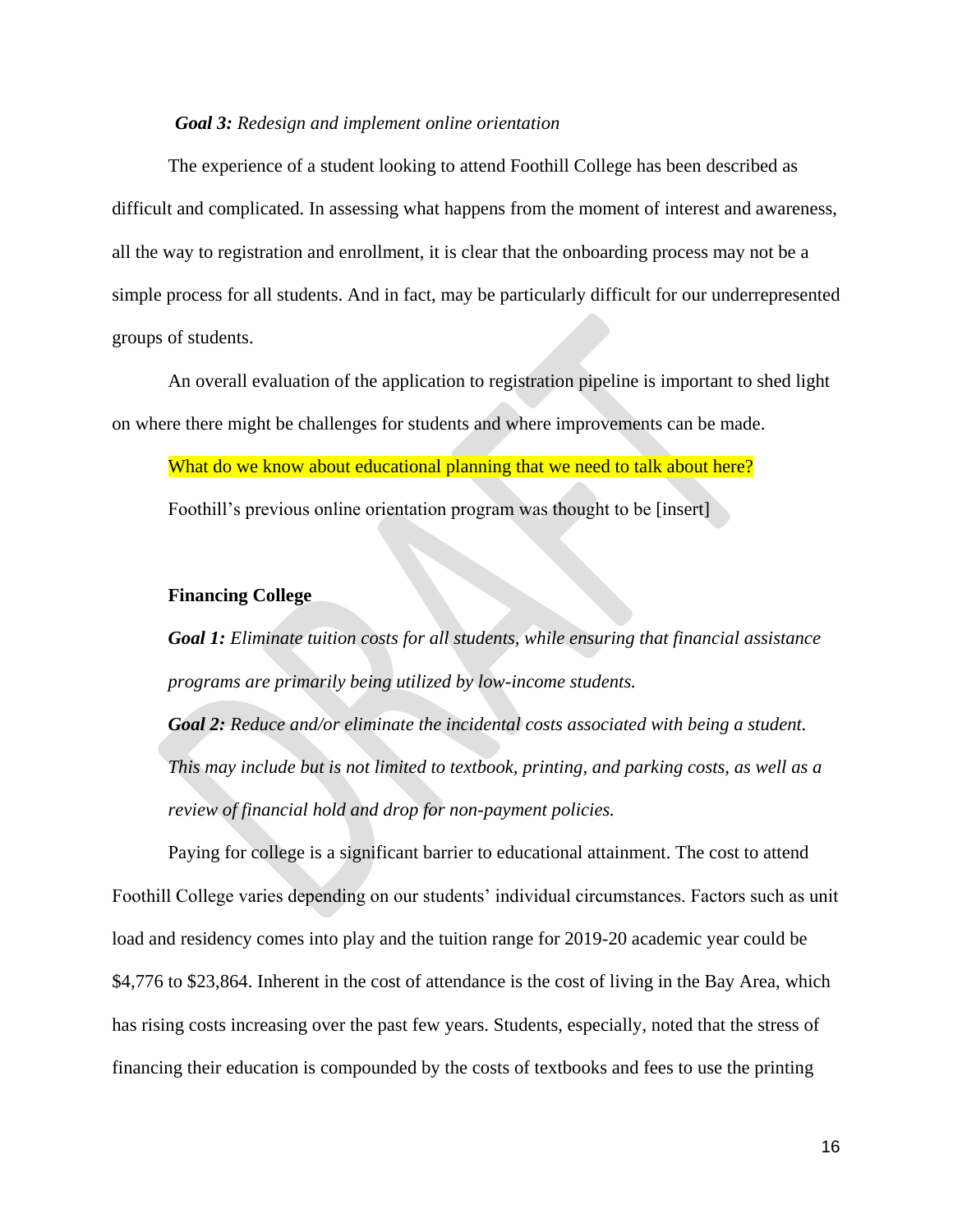***Goal 3:*** *Redesign and implement online orientation*

The experience of a student looking to attend Foothill College has been described as difficult and complicated. In assessing what happens from the moment of interest and awareness, all the way to registration and enrollment, it is clear that the onboarding process may not be a simple process for all students. And in fact, may be particularly difficult for our underrepresented groups of students.

An overall evaluation of the application to registration pipeline is important to shed light on where there might be challenges for students and where improvements can be made.

What do we know about educational planning that we need to talk about here?

Foothill's previous online orientation program was thought to be [insert]

**Financing College**

***Goal 1:*** *Eliminate tuition costs for all students, while ensuring that financial assistance programs are primarily being utilized by low-income students.*

***Goal 2:*** *Reduce and/or eliminate the incidental costs associated with being a student. This may include but is not limited to textbook, printing, and parking costs, as well as a review of financial hold and drop for non-payment policies.*

Paying for college is a significant barrier to educational attainment. The cost to attend Foothill College varies depending on our students' individual circumstances. Factors such as unit load and residency comes into play and the tuition range for 2019-20 academic year could be $4,776 to $23,864. Inherent in the cost of attendance is the cost of living in the Bay Area, which has rising costs increasing over the past few years. Students, especially, noted that the stress of financing their education is compounded by the costs of textbooks and fees to use the printing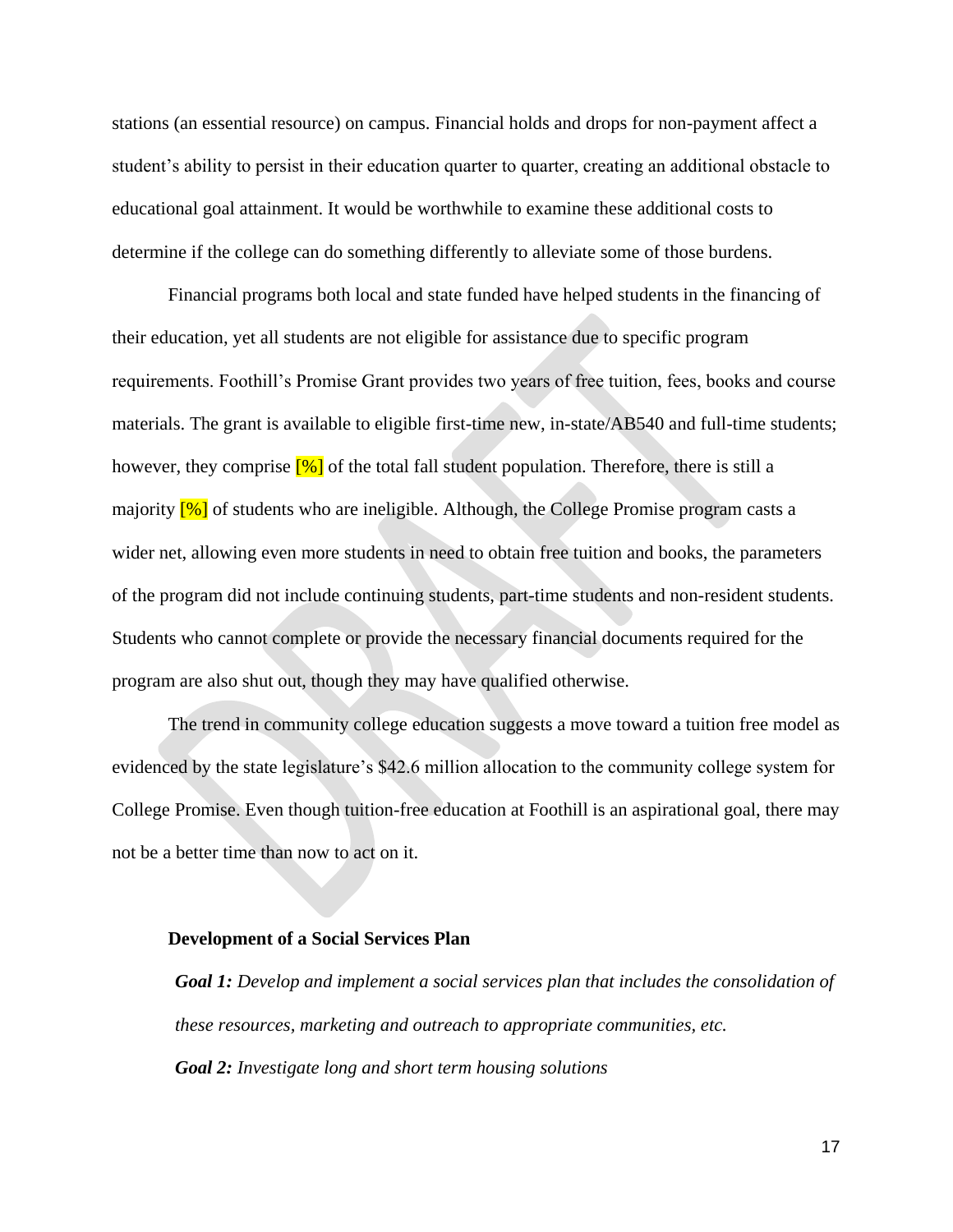stations (an essential resource) on campus. Financial holds and drops for non-payment affect a student's ability to persist in their education quarter to quarter, creating an additional obstacle to educational goal attainment. It would be worthwhile to examine these additional costs to determine if the college can do something differently to alleviate some of those burdens.

Financial programs both local and state funded have helped students in the financing of their education, yet all students are not eligible for assistance due to specific program requirements. Foothill's Promise Grant provides two years of free tuition, fees, books and course materials. The grant is available to eligible first-time new, in-state/AB540 and full-time students; however, they comprise [%] of the total fall student population. Therefore, there is still a majority [%] of students who are ineligible. Although, the College Promise program casts a wider net, allowing even more students in need to obtain free tuition and books, the parameters of the program did not include continuing students, part-time students and non-resident students. Students who cannot complete or provide the necessary financial documents required for the program are also shut out, though they may have qualified otherwise.

The trend in community college education suggests a move toward a tuition free model as evidenced by the state legislature's $42.6 million allocation to the community college system for College Promise. Even though tuition-free education at Foothill is an aspirational goal, there may not be a better time than now to act on it.

**Development of a Social Services Plan**

***Goal 1:*** *Develop and implement a social services plan that includes the consolidation of these resources, marketing and outreach to appropriate communities, etc.*

***Goal 2:*** *Investigate long and short term housing solutions*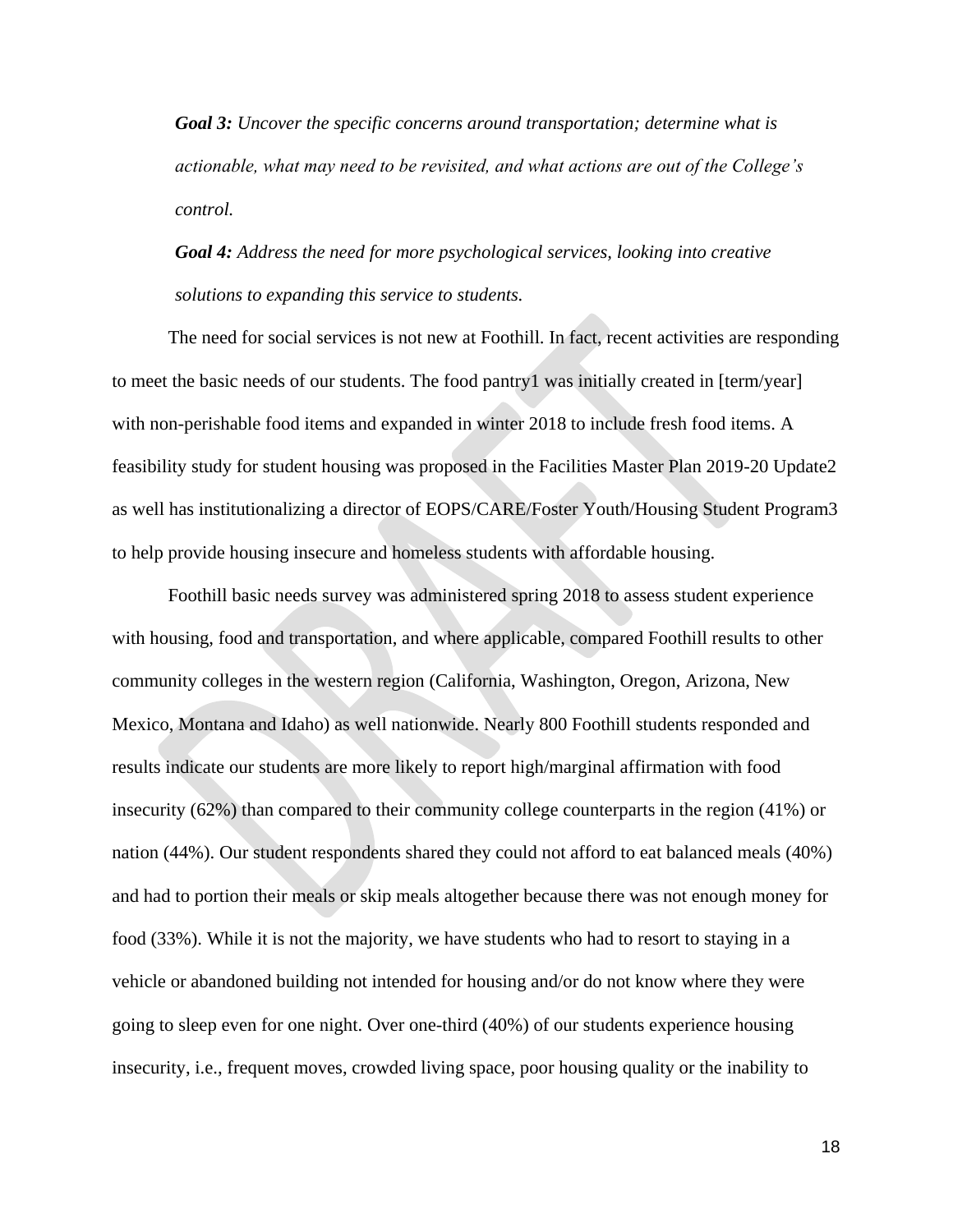***Goal 3:*** *Uncover the specific concerns around transportation; determine what is actionable, what may need to be revisited, and what actions are out of the College's control.*

***Goal 4:*** *Address the need for more psychological services, looking into creative solutions to expanding this service to students.*

The need for social services is not new at Foothill. In fact, recent activities are responding to meet the basic needs of our students. The food pantry1 was initially created in [term/year] with non-perishable food items and expanded in winter 2018 to include fresh food items. A feasibility study for student housing was proposed in the Facilities Master Plan 2019-20 Update2 as well has institutionalizing a director of EOPS/CARE/Foster Youth/Housing Student Program3 to help provide housing insecure and homeless students with affordable housing.

Foothill basic needs survey was administered spring 2018 to assess student experience with housing, food and transportation, and where applicable, compared Foothill results to other community colleges in the western region (California, Washington, Oregon, Arizona, New Mexico, Montana and Idaho) as well nationwide. Nearly 800 Foothill students responded and results indicate our students are more likely to report high/marginal affirmation with food insecurity (62%) than compared to their community college counterparts in the region (41%) or nation (44%). Our student respondents shared they could not afford to eat balanced meals (40%) and had to portion their meals or skip meals altogether because there was not enough money for food (33%). While it is not the majority, we have students who had to resort to staying in a vehicle or abandoned building not intended for housing and/or do not know where they were going to sleep even for one night. Over one-third (40%) of our students experience housing insecurity, i.e., frequent moves, crowded living space, poor housing quality or the inability to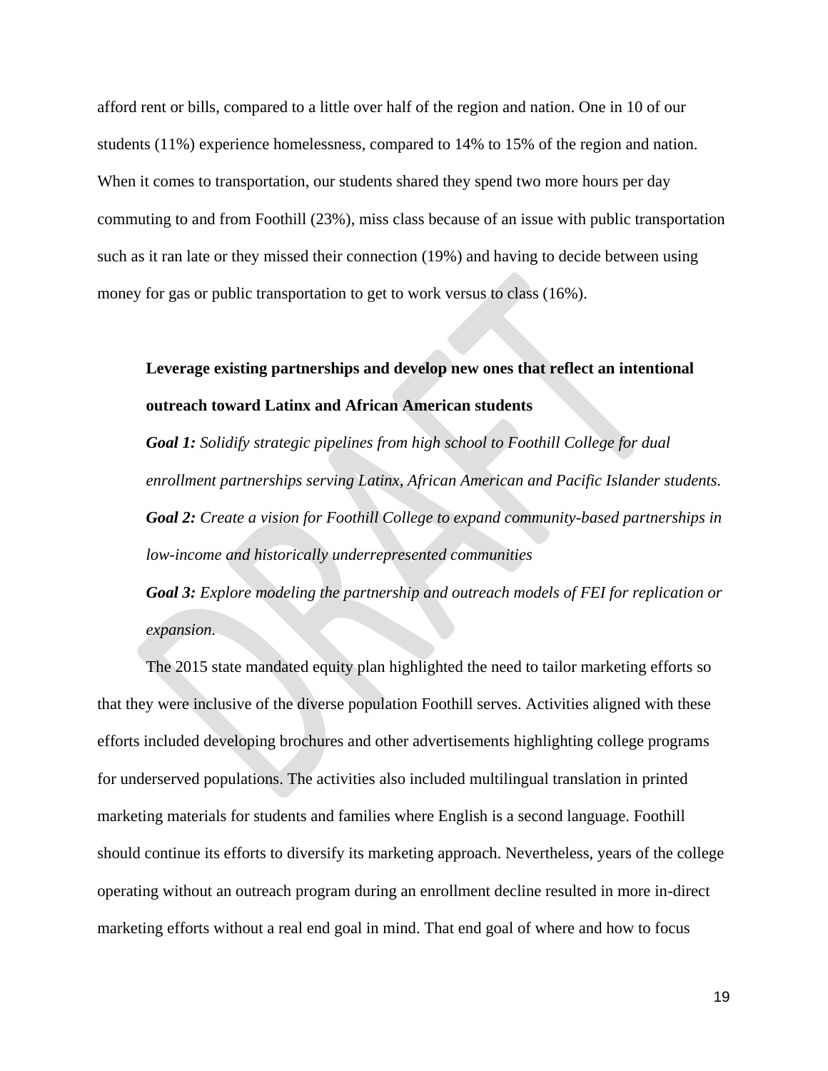afford rent or bills, compared to a little over half of the region and nation. One in 10 of our students (11%) experience homelessness, compared to 14% to 15% of the region and nation. When it comes to transportation, our students shared they spend two more hours per day commuting to and from Foothill (23%), miss class because of an issue with public transportation such as it ran late or they missed their connection (19%) and having to decide between using money for gas or public transportation to get to work versus to class (16%).

**Leverage existing partnerships and develop new ones that reflect an intentional outreach toward Latinx and African American students**

***Goal 1:*** *Solidify strategic pipelines from high school to Foothill College for dual enrollment partnerships serving Latinx, African American and Pacific Islander students.*

***Goal 2:*** *Create a vision for Foothill College to expand community-based partnerships in low-income and historically underrepresented communities*

***Goal 3:*** *Explore modeling the partnership and outreach models of FEI for replication or expansion.*

The 2015 state mandated equity plan highlighted the need to tailor marketing efforts so that they were inclusive of the diverse population Foothill serves. Activities aligned with these efforts included developing brochures and other advertisements highlighting college programs for underserved populations. The activities also included multilingual translation in printed marketing materials for students and families where English is a second language. Foothill should continue its efforts to diversify its marketing approach. Nevertheless, years of the college operating without an outreach program during an enrollment decline resulted in more in-direct marketing efforts without a real end goal in mind. That end goal of where and how to focus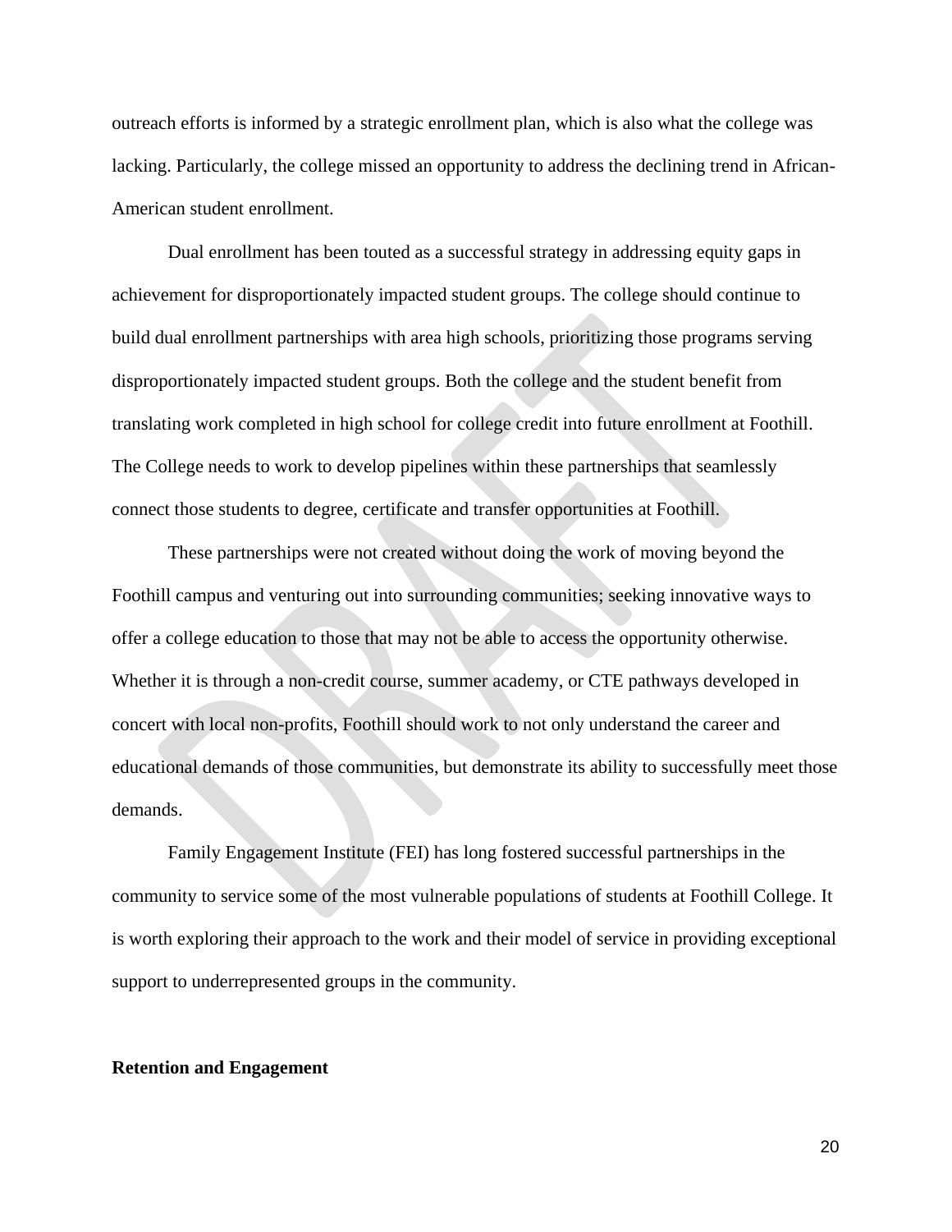outreach efforts is informed by a strategic enrollment plan, which is also what the college was lacking. Particularly, the college missed an opportunity to address the declining trend in African-American student enrollment.

Dual enrollment has been touted as a successful strategy in addressing equity gaps in achievement for disproportionately impacted student groups. The college should continue to build dual enrollment partnerships with area high schools, prioritizing those programs serving disproportionately impacted student groups. Both the college and the student benefit from translating work completed in high school for college credit into future enrollment at Foothill. The College needs to work to develop pipelines within these partnerships that seamlessly connect those students to degree, certificate and transfer opportunities at Foothill.

These partnerships were not created without doing the work of moving beyond the Foothill campus and venturing out into surrounding communities; seeking innovative ways to offer a college education to those that may not be able to access the opportunity otherwise. Whether it is through a non-credit course, summer academy, or CTE pathways developed in concert with local non-profits, Foothill should work to not only understand the career and educational demands of those communities, but demonstrate its ability to successfully meet those demands.

Family Engagement Institute (FEI) has long fostered successful partnerships in the community to service some of the most vulnerable populations of students at Foothill College. It is worth exploring their approach to the work and their model of service in providing exceptional support to underrepresented groups in the community.

**Retention and Engagement**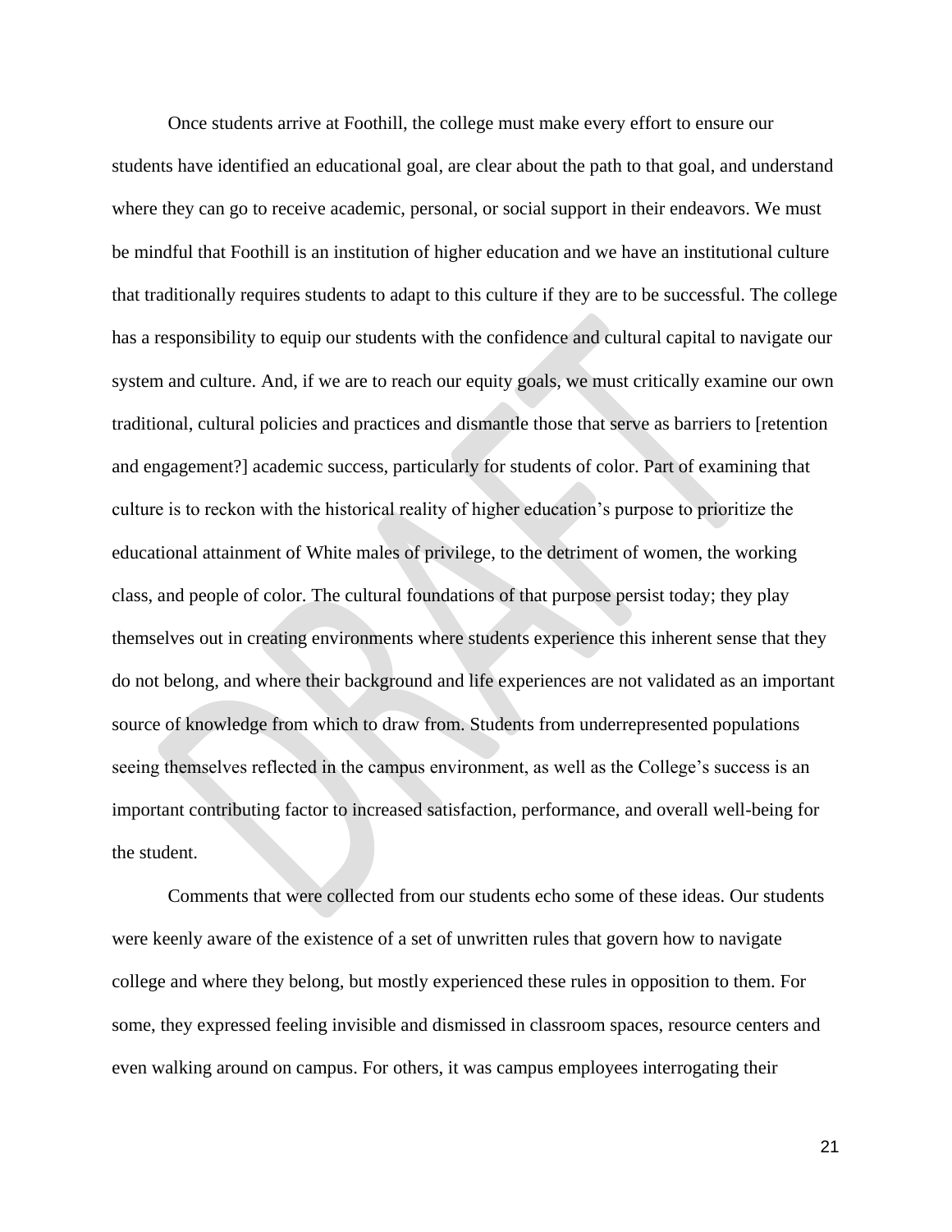Once students arrive at Foothill, the college must make every effort to ensure our students have identified an educational goal, are clear about the path to that goal, and understand where they can go to receive academic, personal, or social support in their endeavors. We must be mindful that Foothill is an institution of higher education and we have an institutional culture that traditionally requires students to adapt to this culture if they are to be successful. The college has a responsibility to equip our students with the confidence and cultural capital to navigate our system and culture. And, if we are to reach our equity goals, we must critically examine our own traditional, cultural policies and practices and dismantle those that serve as barriers to [retention and engagement?] academic success, particularly for students of color. Part of examining that culture is to reckon with the historical reality of higher education's purpose to prioritize the educational attainment of White males of privilege, to the detriment of women, the working class, and people of color. The cultural foundations of that purpose persist today; they play themselves out in creating environments where students experience this inherent sense that they do not belong, and where their background and life experiences are not validated as an important source of knowledge from which to draw from. Students from underrepresented populations seeing themselves reflected in the campus environment, as well as the College's success is an important contributing factor to increased satisfaction, performance, and overall well-being for the student.

Comments that were collected from our students echo some of these ideas. Our students were keenly aware of the existence of a set of unwritten rules that govern how to navigate college and where they belong, but mostly experienced these rules in opposition to them. For some, they expressed feeling invisible and dismissed in classroom spaces, resource centers and even walking around on campus. For others, it was campus employees interrogating their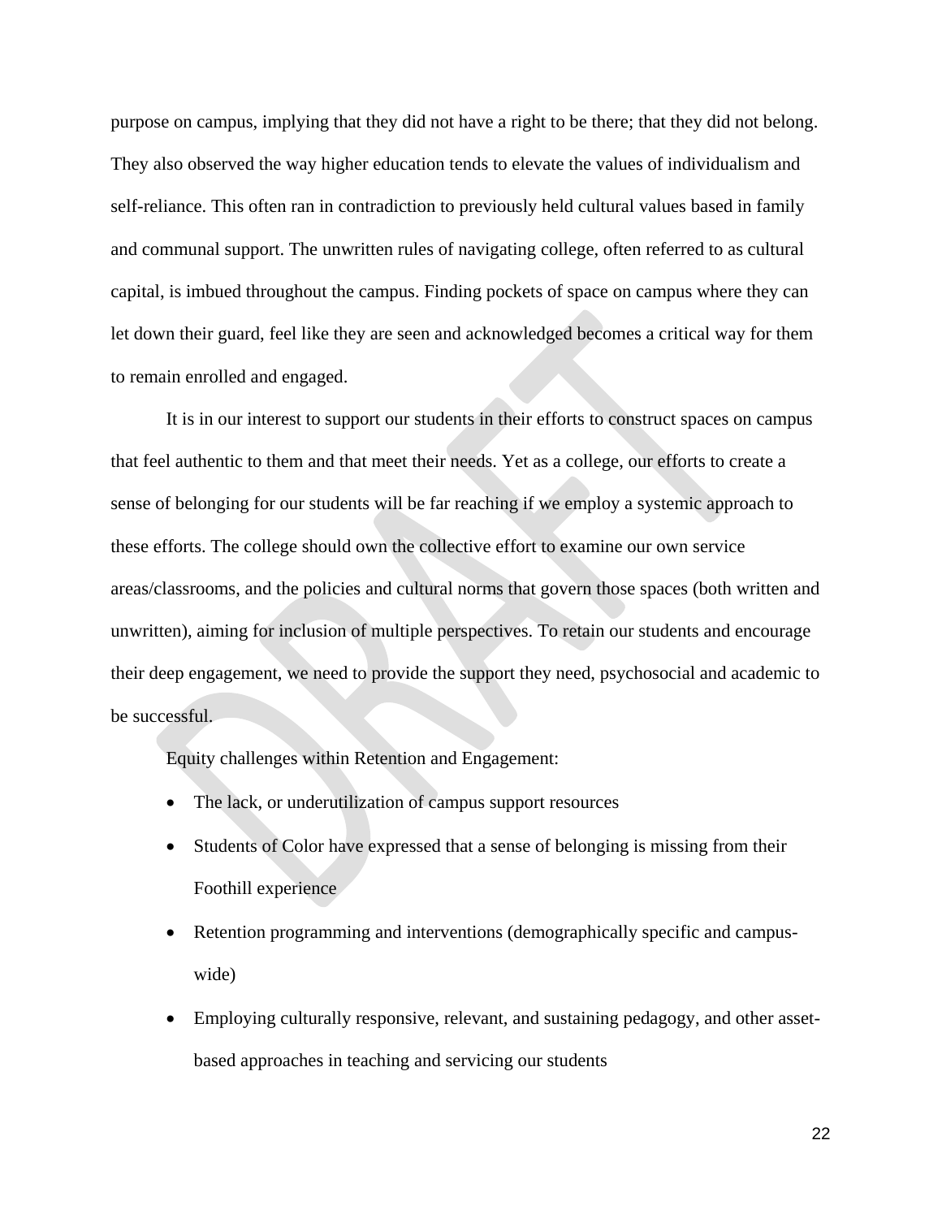purpose on campus, implying that they did not have a right to be there; that they did not belong. They also observed the way higher education tends to elevate the values of individualism and self-reliance. This often ran in contradiction to previously held cultural values based in family and communal support. The unwritten rules of navigating college, often referred to as cultural capital, is imbued throughout the campus. Finding pockets of space on campus where they can let down their guard, feel like they are seen and acknowledged becomes a critical way for them to remain enrolled and engaged.

It is in our interest to support our students in their efforts to construct spaces on campus that feel authentic to them and that meet their needs. Yet as a college, our efforts to create a sense of belonging for our students will be far reaching if we employ a systemic approach to these efforts. The college should own the collective effort to examine our own service areas/classrooms, and the policies and cultural norms that govern those spaces (both written and unwritten), aiming for inclusion of multiple perspectives. To retain our students and encourage their deep engagement, we need to provide the support they need, psychosocial and academic to be successful.

Equity challenges within Retention and Engagement:

- The lack, or underutilization of campus support resources
- Students of Color have expressed that a sense of belonging is missing from their Foothill experience
- Retention programming and interventions (demographically specific and campus-wide)
- Employing culturally responsive, relevant, and sustaining pedagogy, and other asset-based approaches in teaching and servicing our students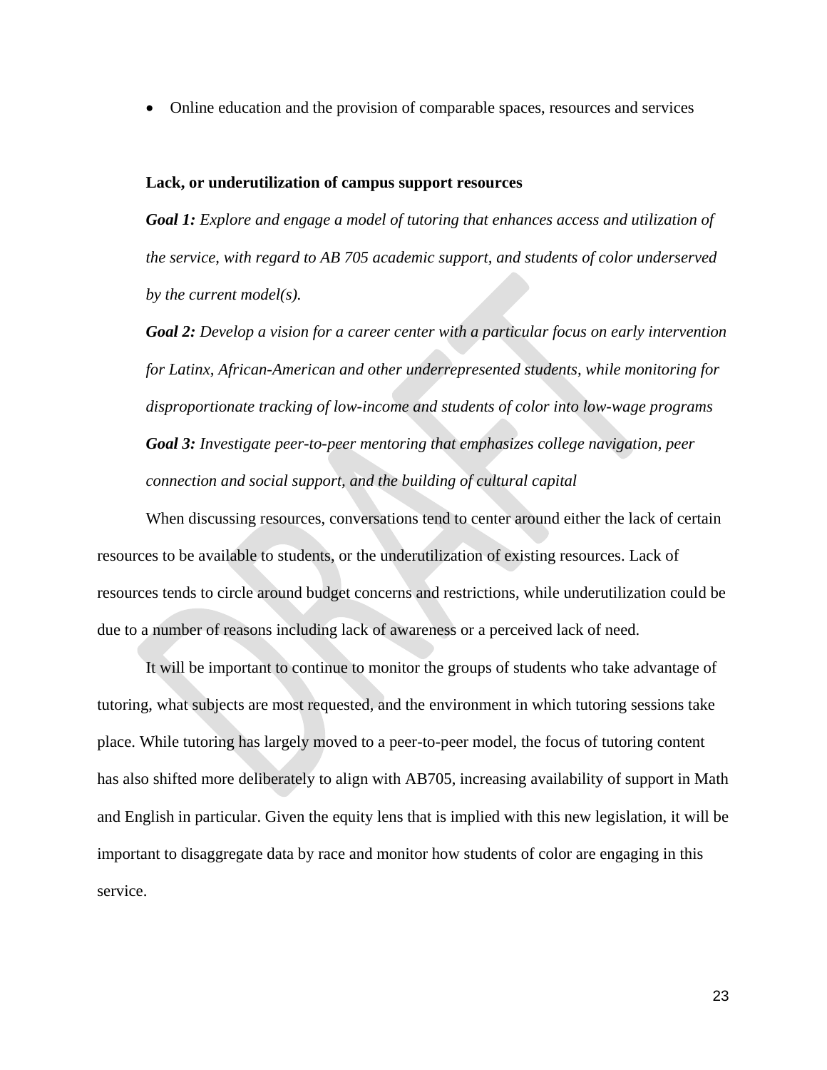- Online education and the provision of comparable spaces, resources and services

**Lack, or underutilization of campus support resources**

***Goal 1:*** *Explore and engage a model of tutoring that enhances access and utilization of the service, with regard to AB 705 academic support, and students of color underserved by the current model(s).*

***Goal 2:*** *Develop a vision for a career center with a particular focus on early intervention for Latinx, African-American and other underrepresented students, while monitoring for disproportionate tracking of low-income and students of color into low-wage programs*

***Goal 3:*** *Investigate peer-to-peer mentoring that emphasizes college navigation, peer connection and social support, and the building of cultural capital*

When discussing resources, conversations tend to center around either the lack of certain resources to be available to students, or the underutilization of existing resources. Lack of resources tends to circle around budget concerns and restrictions, while underutilization could be due to a number of reasons including lack of awareness or a perceived lack of need.

It will be important to continue to monitor the groups of students who take advantage of tutoring, what subjects are most requested, and the environment in which tutoring sessions take place. While tutoring has largely moved to a peer-to-peer model, the focus of tutoring content has also shifted more deliberately to align with AB705, increasing availability of support in Math and English in particular. Given the equity lens that is implied with this new legislation, it will be important to disaggregate data by race and monitor how students of color are engaging in this service.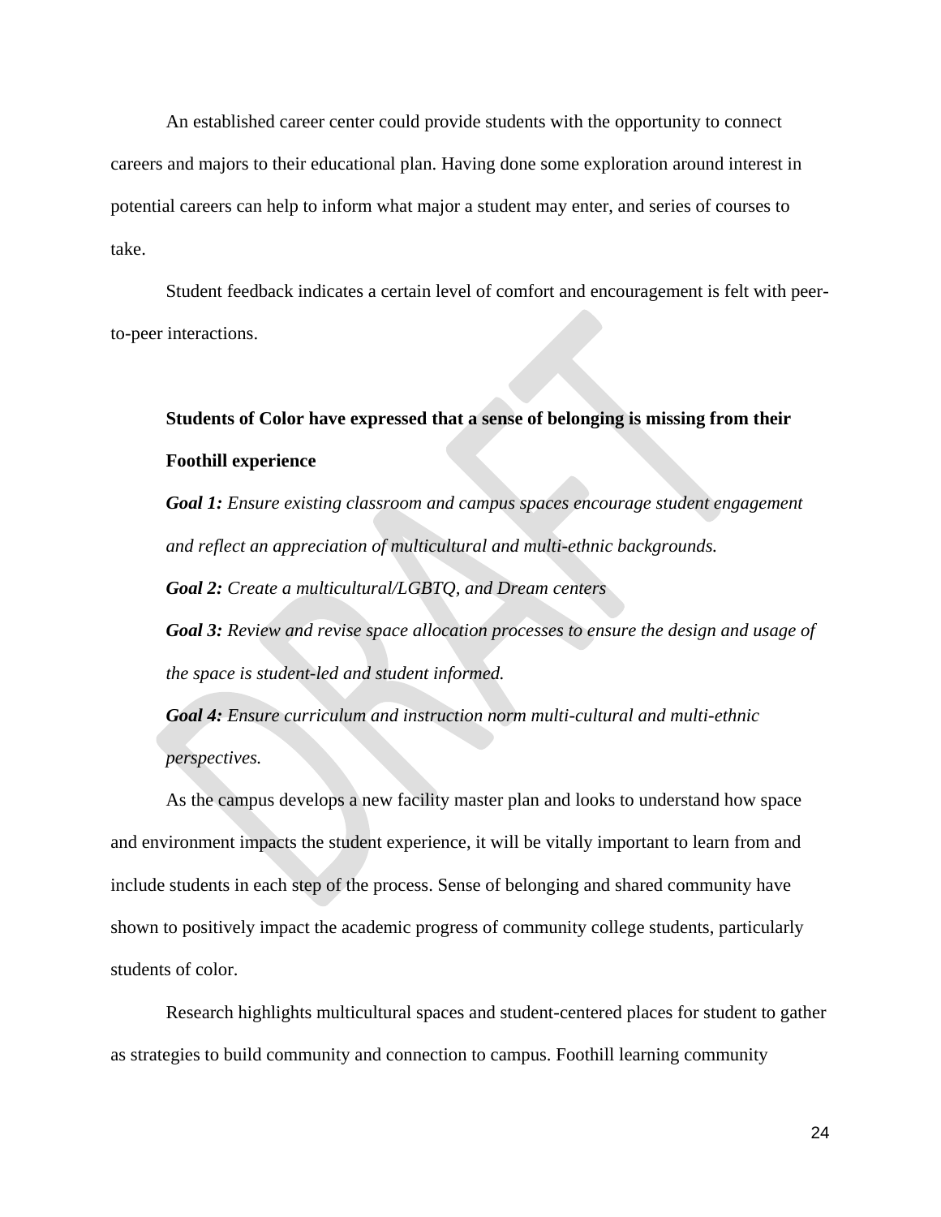An established career center could provide students with the opportunity to connect careers and majors to their educational plan. Having done some exploration around interest in potential careers can help to inform what major a student may enter, and series of courses to take.

Student feedback indicates a certain level of comfort and encouragement is felt with peer-to-peer interactions.

**Students of Color have expressed that a sense of belonging is missing from their Foothill experience**

***Goal 1:*** *Ensure existing classroom and campus spaces encourage student engagement and reflect an appreciation of multicultural and multi-ethnic backgrounds.*

***Goal 2:*** *Create a multicultural/LGBTQ, and Dream centers*

***Goal 3:*** *Review and revise space allocation processes to ensure the design and usage of the space is student-led and student informed.*

***Goal 4:*** *Ensure curriculum and instruction norm multi-cultural and multi-ethnic perspectives.*

As the campus develops a new facility master plan and looks to understand how space and environment impacts the student experience, it will be vitally important to learn from and include students in each step of the process. Sense of belonging and shared community have shown to positively impact the academic progress of community college students, particularly students of color.

Research highlights multicultural spaces and student-centered places for student to gather as strategies to build community and connection to campus. Foothill learning community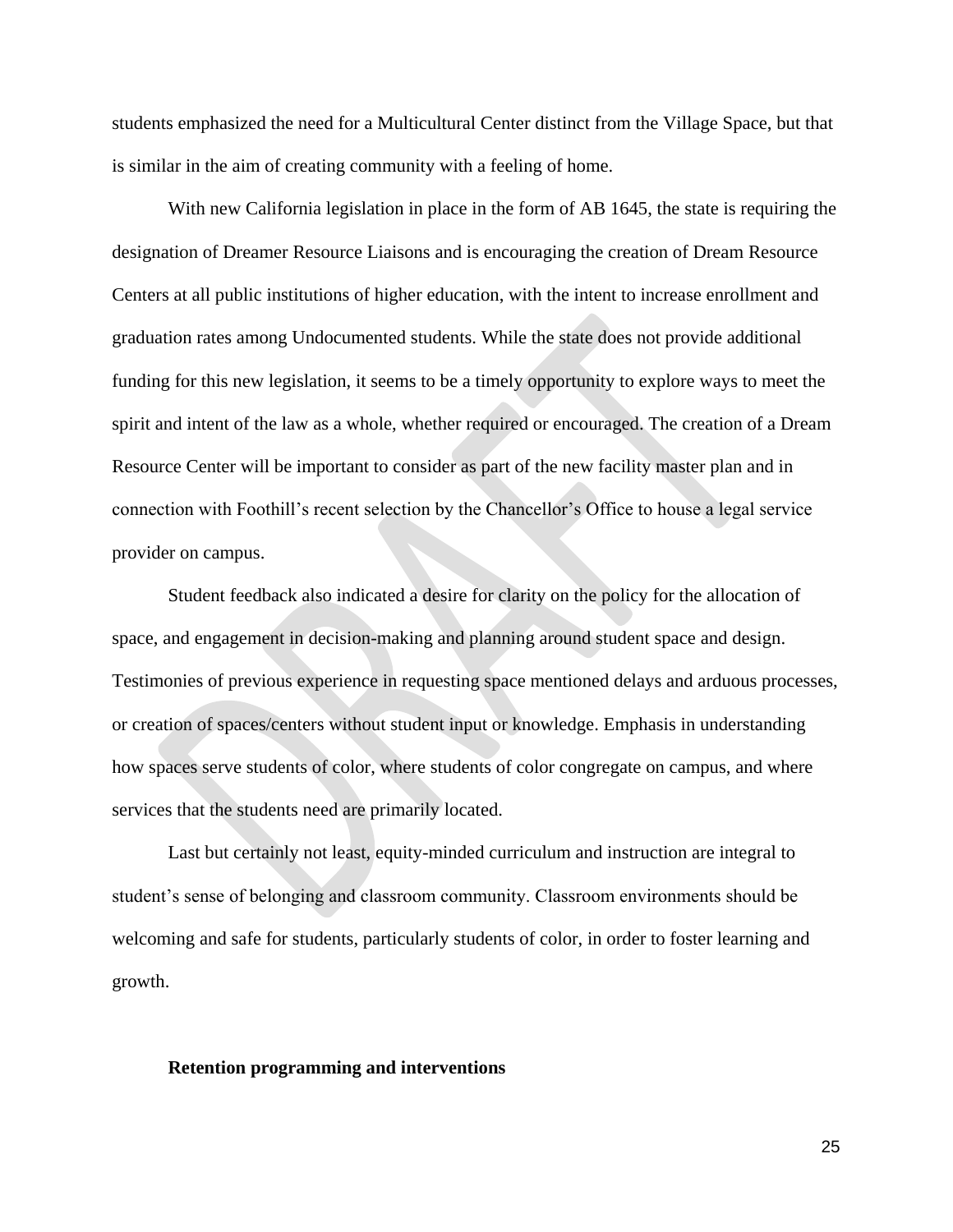students emphasized the need for a Multicultural Center distinct from the Village Space, but that is similar in the aim of creating community with a feeling of home.

With new California legislation in place in the form of AB 1645, the state is requiring the designation of Dreamer Resource Liaisons and is encouraging the creation of Dream Resource Centers at all public institutions of higher education, with the intent to increase enrollment and graduation rates among Undocumented students. While the state does not provide additional funding for this new legislation, it seems to be a timely opportunity to explore ways to meet the spirit and intent of the law as a whole, whether required or encouraged. The creation of a Dream Resource Center will be important to consider as part of the new facility master plan and in connection with Foothill's recent selection by the Chancellor's Office to house a legal service provider on campus.

Student feedback also indicated a desire for clarity on the policy for the allocation of space, and engagement in decision-making and planning around student space and design. Testimonies of previous experience in requesting space mentioned delays and arduous processes, or creation of spaces/centers without student input or knowledge. Emphasis in understanding how spaces serve students of color, where students of color congregate on campus, and where services that the students need are primarily located.

Last but certainly not least, equity-minded curriculum and instruction are integral to student's sense of belonging and classroom community. Classroom environments should be welcoming and safe for students, particularly students of color, in order to foster learning and growth.

**Retention programming and interventions**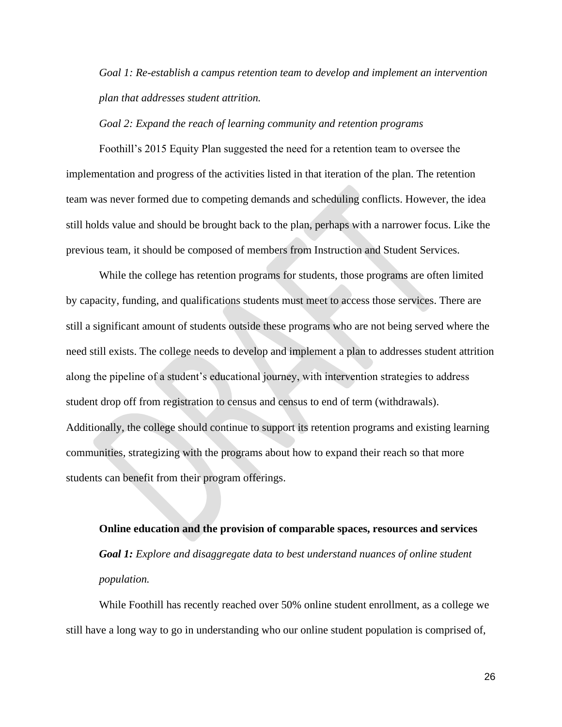*Goal 1: Re-establish a campus retention team to develop and implement an intervention plan that addresses student attrition.*

*Goal 2: Expand the reach of learning community and retention programs*

Foothill's 2015 Equity Plan suggested the need for a retention team to oversee the implementation and progress of the activities listed in that iteration of the plan. The retention team was never formed due to competing demands and scheduling conflicts. However, the idea still holds value and should be brought back to the plan, perhaps with a narrower focus. Like the previous team, it should be composed of members from Instruction and Student Services.

While the college has retention programs for students, those programs are often limited by capacity, funding, and qualifications students must meet to access those services. There are still a significant amount of students outside these programs who are not being served where the need still exists. The college needs to develop and implement a plan to addresses student attrition along the pipeline of a student's educational journey, with intervention strategies to address student drop off from registration to census and census to end of term (withdrawals). Additionally, the college should continue to support its retention programs and existing learning communities, strategizing with the programs about how to expand their reach so that more students can benefit from their program offerings.

**Online education and the provision of comparable spaces, resources and services**

***Goal 1:*** *Explore and disaggregate data to best understand nuances of online student population.*

While Foothill has recently reached over 50% online student enrollment, as a college we still have a long way to go in understanding who our online student population is comprised of,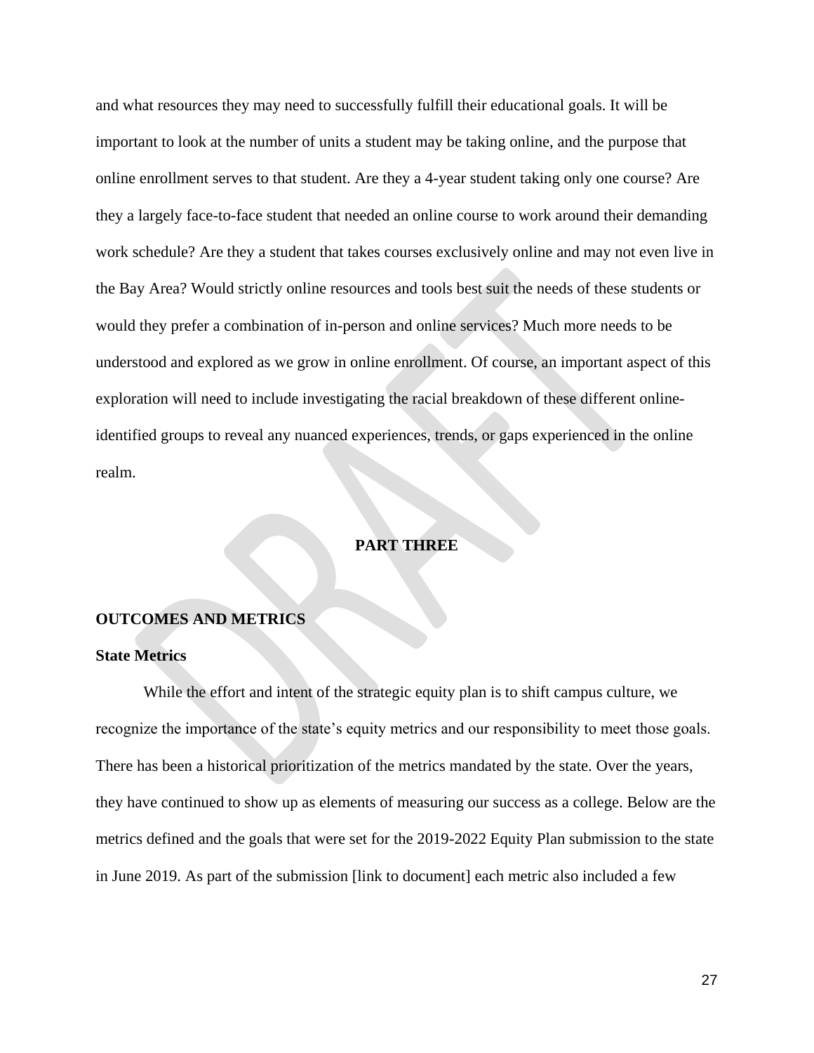and what resources they may need to successfully fulfill their educational goals. It will be important to look at the number of units a student may be taking online, and the purpose that online enrollment serves to that student. Are they a 4-year student taking only one course? Are they a largely face-to-face student that needed an online course to work around their demanding work schedule? Are they a student that takes courses exclusively online and may not even live in the Bay Area? Would strictly online resources and tools best suit the needs of these students or would they prefer a combination of in-person and online services? Much more needs to be understood and explored as we grow in online enrollment. Of course, an important aspect of this exploration will need to include investigating the racial breakdown of these different online-identified groups to reveal any nuanced experiences, trends, or gaps experienced in the online realm.

# PART THREE

## OUTCOMES AND METRICS

### State Metrics

While the effort and intent of the strategic equity plan is to shift campus culture, we recognize the importance of the state's equity metrics and our responsibility to meet those goals. There has been a historical prioritization of the metrics mandated by the state. Over the years, they have continued to show up as elements of measuring our success as a college. Below are the metrics defined and the goals that were set for the 2019-2022 Equity Plan submission to the state in June 2019. As part of the submission [link to document] each metric also included a few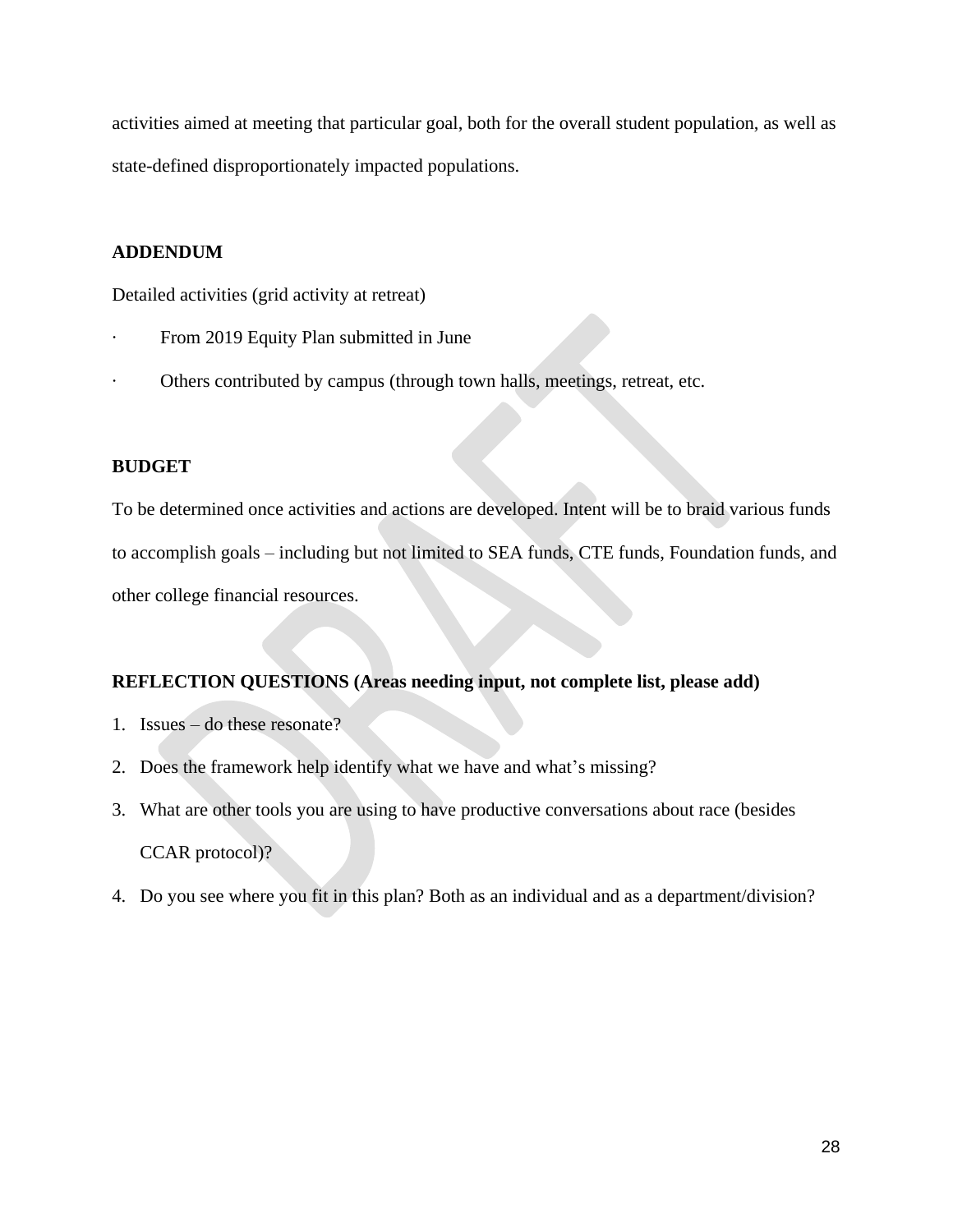activities aimed at meeting that particular goal, both for the overall student population, as well as state-defined disproportionately impacted populations.

**ADDENDUM**

Detailed activities (grid activity at retreat)

- From 2019 Equity Plan submitted in June
- Others contributed by campus (through town halls, meetings, retreat, etc.

**BUDGET**

To be determined once activities and actions are developed. Intent will be to braid various funds to accomplish goals – including but not limited to SEA funds, CTE funds, Foundation funds, and other college financial resources.

**REFLECTION QUESTIONS (Areas needing input, not complete list, please add)**

1. Issues – do these resonate?
2. Does the framework help identify what we have and what's missing?
3. What are other tools you are using to have productive conversations about race (besides CCAR protocol)?
4. Do you see where you fit in this plan? Both as an individual and as a department/division?